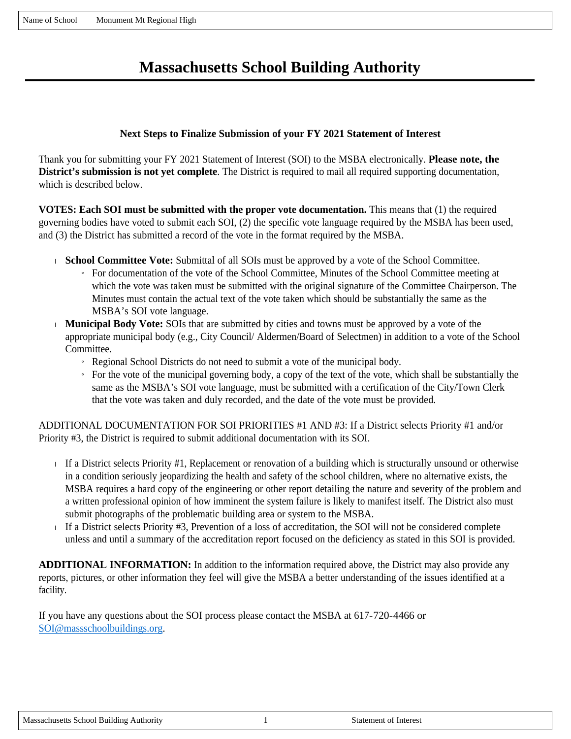Name of School Monument Mt Regional High

# Massachusetts School Building Authority

### Next Steps to Finalize Submission of your FY 2021 Statement of Interest

Thank you for submitting your FY 2021 Statement of Interest (SOI) to the MSBA electronically. **Please note, the District's submission is not yet complete**. The District is required to mail all required supporting documentation, which is described below.

**VOTES: Each SOI must be submitted with the proper vote documentation.** This means that (1) the required governing bodies have voted to submit each SOI, (2) the specific vote language required by the MSBA has been used, and (3) the District has submitted a record of the vote in the format required by the MSBA.

- **School Committee Vote:** Submittal of all SOIs must be approved by a vote of the School Committee.
  - For documentation of the vote of the School Committee, Minutes of the School Committee meeting at which the vote was taken must be submitted with the original signature of the Committee Chairperson. The Minutes must contain the actual text of the vote taken which should be substantially the same as the MSBA's SOI vote language.
- **Municipal Body Vote:** SOIs that are submitted by cities and towns must be approved by a vote of the appropriate municipal body (e.g., City Council/ Aldermen/Board of Selectmen) in addition to a vote of the School Committee.
  - Regional School Districts do not need to submit a vote of the municipal body.
  - For the vote of the municipal governing body, a copy of the text of the vote, which shall be substantially the same as the MSBA's SOI vote language, must be submitted with a certification of the City/Town Clerk that the vote was taken and duly recorded, and the date of the vote must be provided.

ADDITIONAL DOCUMENTATION FOR SOI PRIORITIES #1 AND #3: If a District selects Priority #1 and/or Priority #3, the District is required to submit additional documentation with its SOI.

- If a District selects Priority #1, Replacement or renovation of a building which is structurally unsound or otherwise in a condition seriously jeopardizing the health and safety of the school children, where no alternative exists, the MSBA requires a hard copy of the engineering or other report detailing the nature and severity of the problem and a written professional opinion of how imminent the system failure is likely to manifest itself. The District also must submit photographs of the problematic building area or system to the MSBA.
- If a District selects Priority #3, Prevention of a loss of accreditation, the SOI will not be considered complete unless and until a summary of the accreditation report focused on the deficiency as stated in this SOI is provided.

**ADDITIONAL INFORMATION:** In addition to the information required above, the District may also provide any reports, pictures, or other information they feel will give the MSBA a better understanding of the issues identified at a facility.

If you have any questions about the SOI process please contact the MSBA at 617-720-4466 or SOI@massschoolbuildings.org.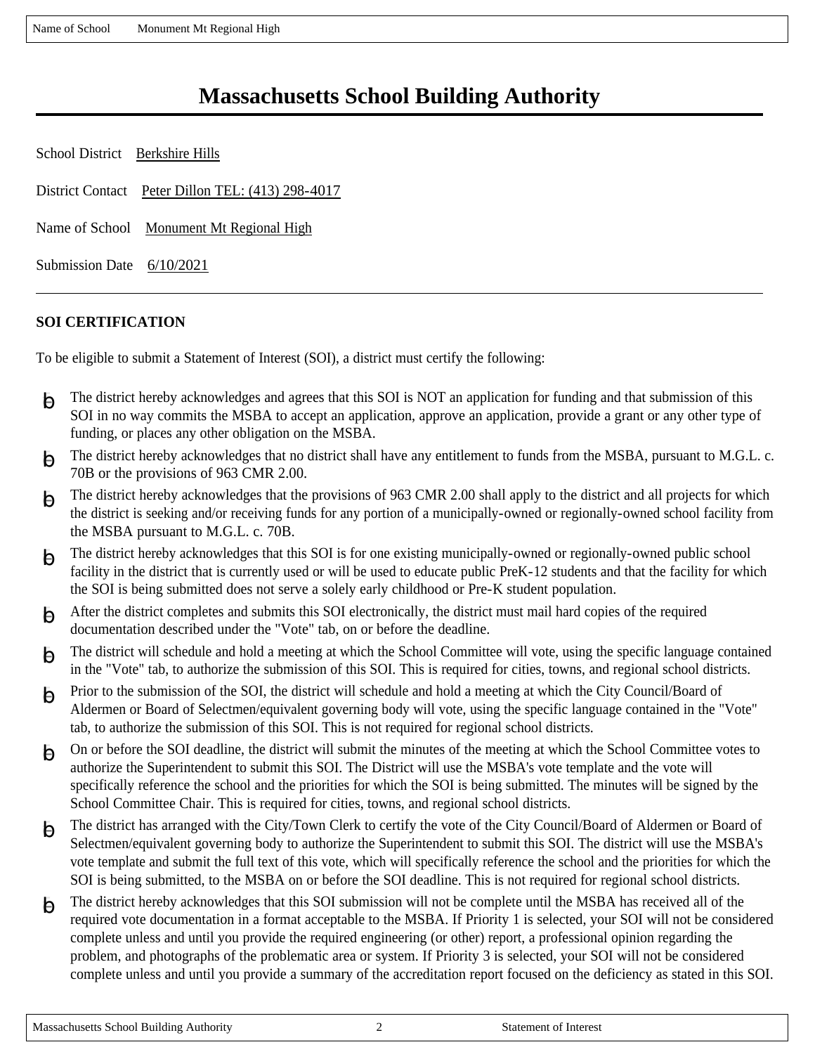# Massachusetts School Building Authority

School District Berkshire Hills

District Contact Peter Dillon TEL: (413) 298-4017

Name of School Monument Mt Regional High

Submission Date 6/10/2021

---

**SOI CERTIFICATION**

To be eligible to submit a Statement of Interest (SOI), a district must certify the following:

- þ The district hereby acknowledges and agrees that this SOI is NOT an application for funding and that submission of this SOI in no way commits the MSBA to accept an application, approve an application, provide a grant or any other type of funding, or places any other obligation on the MSBA.
- þ The district hereby acknowledges that no district shall have any entitlement to funds from the MSBA, pursuant to M.G.L. c. 70B or the provisions of 963 CMR 2.00.
- þ The district hereby acknowledges that the provisions of 963 CMR 2.00 shall apply to the district and all projects for which the district is seeking and/or receiving funds for any portion of a municipally-owned or regionally-owned school facility from the MSBA pursuant to M.G.L. c. 70B.
- þ The district hereby acknowledges that this SOI is for one existing municipally-owned or regionally-owned public school facility in the district that is currently used or will be used to educate public PreK-12 students and that the facility for which the SOI is being submitted does not serve a solely early childhood or Pre-K student population.
- þ After the district completes and submits this SOI electronically, the district must mail hard copies of the required documentation described under the "Vote" tab, on or before the deadline.
- þ The district will schedule and hold a meeting at which the School Committee will vote, using the specific language contained in the "Vote" tab, to authorize the submission of this SOI. This is required for cities, towns, and regional school districts.
- þ Prior to the submission of the SOI, the district will schedule and hold a meeting at which the City Council/Board of Aldermen or Board of Selectmen/equivalent governing body will vote, using the specific language contained in the "Vote" tab, to authorize the submission of this SOI. This is not required for regional school districts.
- þ On or before the SOI deadline, the district will submit the minutes of the meeting at which the School Committee votes to authorize the Superintendent to submit this SOI. The District will use the MSBA's vote template and the vote will specifically reference the school and the priorities for which the SOI is being submitted. The minutes will be signed by the School Committee Chair. This is required for cities, towns, and regional school districts.
- þ The district has arranged with the City/Town Clerk to certify the vote of the City Council/Board of Aldermen or Board of Selectmen/equivalent governing body to authorize the Superintendent to submit this SOI. The district will use the MSBA's vote template and submit the full text of this vote, which will specifically reference the school and the priorities for which the SOI is being submitted, to the MSBA on or before the SOI deadline. This is not required for regional school districts.
- þ The district hereby acknowledges that this SOI submission will not be complete until the MSBA has received all of the required vote documentation in a format acceptable to the MSBA. If Priority 1 is selected, your SOI will not be considered complete unless and until you provide the required engineering (or other) report, a professional opinion regarding the problem, and photographs of the problematic area or system. If Priority 3 is selected, your SOI will not be considered complete unless and until you provide a summary of the accreditation report focused on the deficiency as stated in this SOI.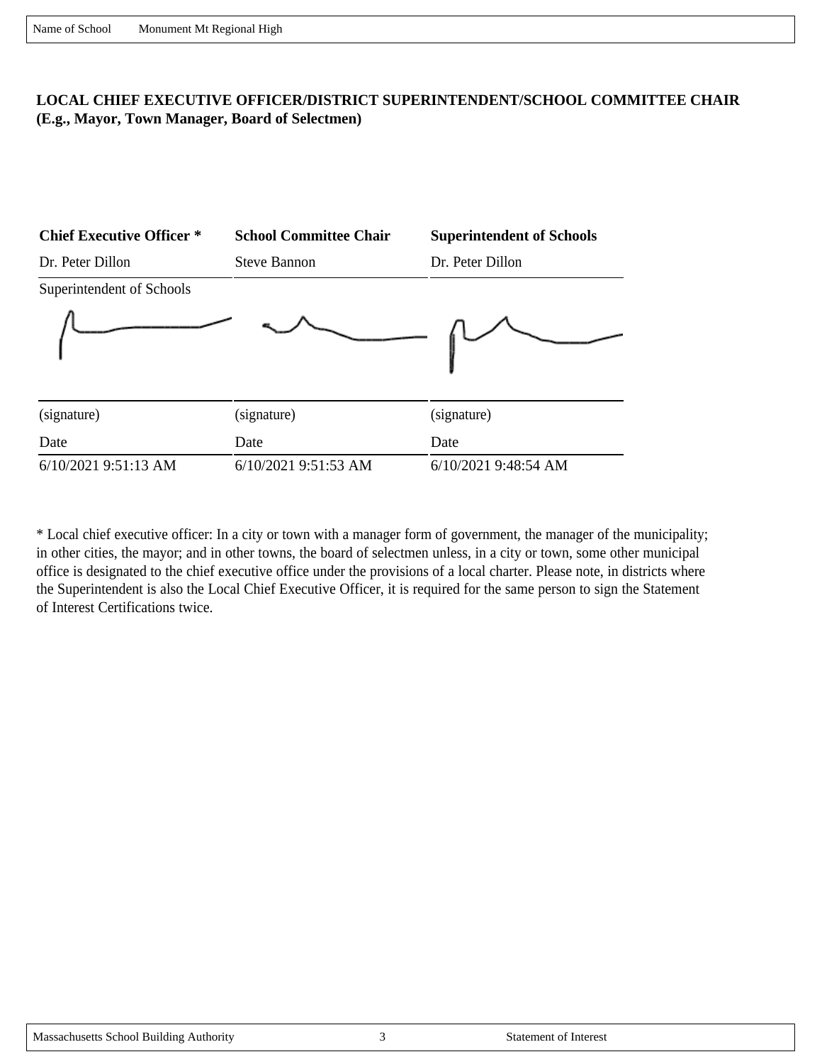Name of School Monument Mt Regional High

**LOCAL CHIEF EXECUTIVE OFFICER/DISTRICT SUPERINTENDENT/SCHOOL COMMITTEE CHAIR (E.g., Mayor, Town Manager, Board of Selectmen)**

| Chief Executive Officer * | School Committee Chair | Superintendent of Schools |
|---|---|---|
| Dr. Peter Dillon | Steve Bannon | Dr. Peter Dillon |
| Superintendent of Schools | | |
| (signature) | (signature) | (signature) |
| Date | Date | Date |
| 6/10/2021 9:51:13 AM | 6/10/2021 9:51:53 AM | 6/10/2021 9:48:54 AM |

* Local chief executive officer: In a city or town with a manager form of government, the manager of the municipality; in other cities, the mayor; and in other towns, the board of selectmen unless, in a city or town, some other municipal office is designated to the chief executive office under the provisions of a local charter. Please note, in districts where the Superintendent is also the Local Chief Executive Officer, it is required for the same person to sign the Statement of Interest Certifications twice.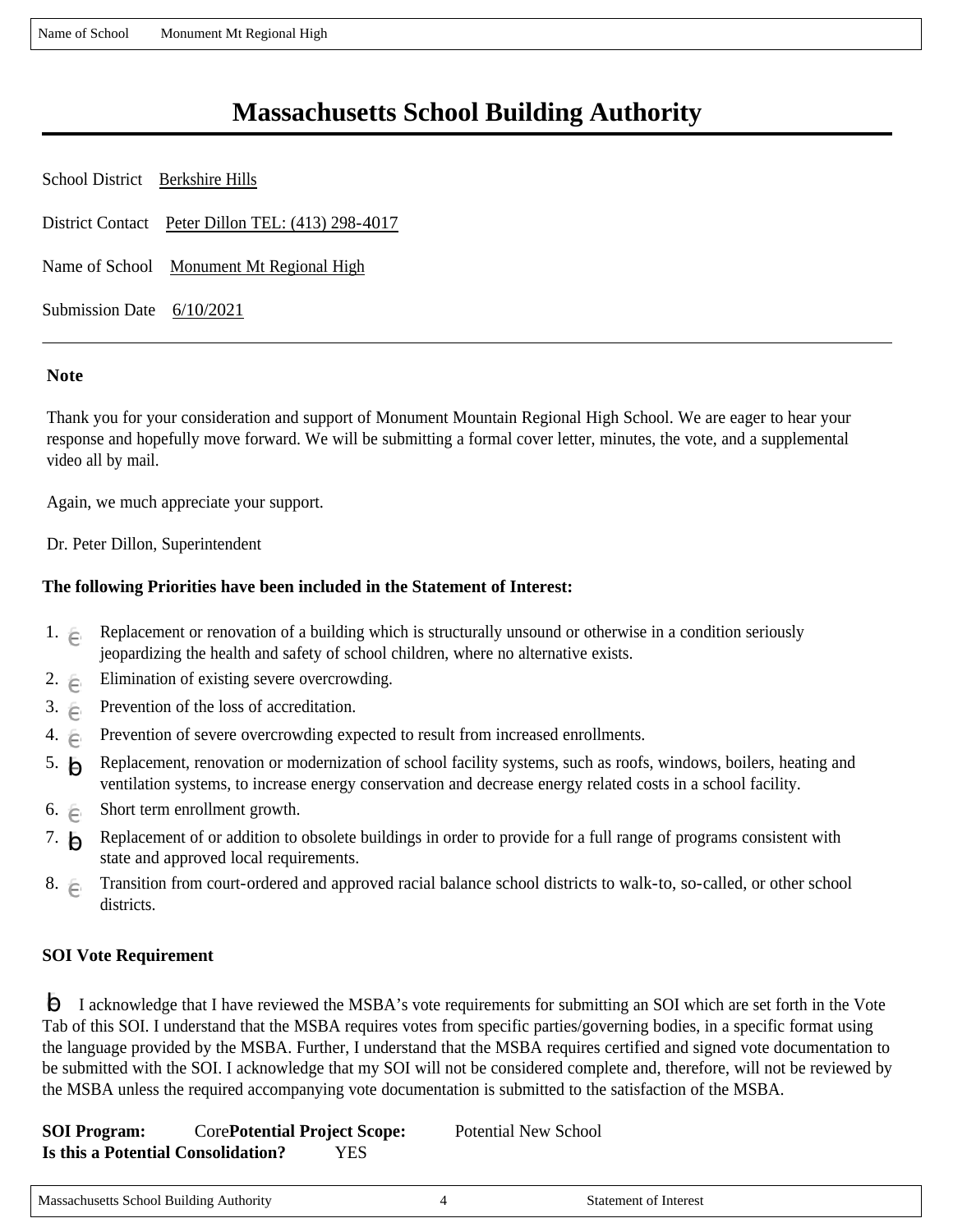# Massachusetts School Building Authority

School District Berkshire Hills

District Contact Peter Dillon TEL: (413) 298-4017

Name of School Monument Mt Regional High

Submission Date 6/10/2021

---

**Note**

Thank you for your consideration and support of Monument Mountain Regional High School. We are eager to hear your response and hopefully move forward. We will be submitting a formal cover letter, minutes, the vote, and a supplemental video all by mail.

Again, we much appreciate your support.

Dr. Peter Dillon, Superintendent

**The following Priorities have been included in the Statement of Interest:**

1. ☐ Replacement or renovation of a building which is structurally unsound or otherwise in a condition seriously jeopardizing the health and safety of school children, where no alternative exists.
2. ☐ Elimination of existing severe overcrowding.
3. ☐ Prevention of the loss of accreditation.
4. ☐ Prevention of severe overcrowding expected to result from increased enrollments.
5. ☑ Replacement, renovation or modernization of school facility systems, such as roofs, windows, boilers, heating and ventilation systems, to increase energy conservation and decrease energy related costs in a school facility.
6. ☐ Short term enrollment growth.
7. ☑ Replacement of or addition to obsolete buildings in order to provide for a full range of programs consistent with state and approved local requirements.
8. ☐ Transition from court-ordered and approved racial balance school districts to walk-to, so-called, or other school districts.

**SOI Vote Requirement**

☑ I acknowledge that I have reviewed the MSBA's vote requirements for submitting an SOI which are set forth in the Vote Tab of this SOI. I understand that the MSBA requires votes from specific parties/governing bodies, in a specific format using the language provided by the MSBA. Further, I understand that the MSBA requires certified and signed vote documentation to be submitted with the SOI. I acknowledge that my SOI will not be considered complete and, therefore, will not be reviewed by the MSBA unless the required accompanying vote documentation is submitted to the satisfaction of the MSBA.

**SOI Program:** Core **Potential Project Scope:** Potential New School
**Is this a Potential Consolidation?** YES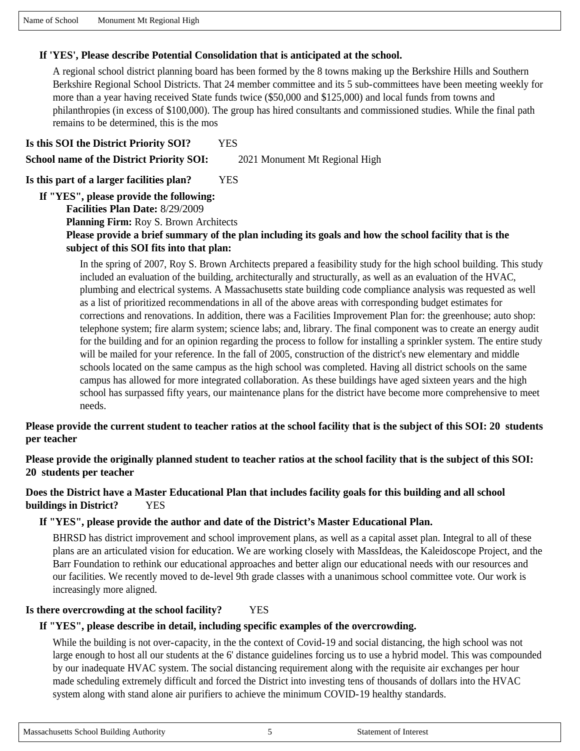Name of School    Monument Mt Regional High

**If 'YES', Please describe Potential Consolidation that is anticipated at the school.**

A regional school district planning board has been formed by the 8 towns making up the Berkshire Hills and Southern Berkshire Regional School Districts. That 24 member committee and its 5 sub-committees have been meeting weekly for more than a year having received State funds twice ($50,000 and $125,000) and local funds from towns and philanthropies (in excess of $100,000). The group has hired consultants and commissioned studies. While the final path remains to be determined, this is the mos

**Is this SOI the District Priority SOI?** YES

**School name of the District Priority SOI:** 2021 Monument Mt Regional High

**Is this part of a larger facilities plan?** YES

**If "YES", please provide the following:**

**Facilities Plan Date:** 8/29/2009

**Planning Firm:** Roy S. Brown Architects

**Please provide a brief summary of the plan including its goals and how the school facility that is the subject of this SOI fits into that plan:**

In the spring of 2007, Roy S. Brown Architects prepared a feasibility study for the high school building. This study included an evaluation of the building, architecturally and structurally, as well as an evaluation of the HVAC, plumbing and electrical systems. A Massachusetts state building code compliance analysis was requested as well as a list of prioritized recommendations in all of the above areas with corresponding budget estimates for corrections and renovations. In addition, there was a Facilities Improvement Plan for: the greenhouse; auto shop: telephone system; fire alarm system; science labs; and, library. The final component was to create an energy audit for the building and for an opinion regarding the process to follow for installing a sprinkler system. The entire study will be mailed for your reference. In the fall of 2005, construction of the district's new elementary and middle schools located on the same campus as the high school was completed. Having all district schools on the same campus has allowed for more integrated collaboration. As these buildings have aged sixteen years and the high school has surpassed fifty years, our maintenance plans for the district have become more comprehensive to meet needs.

**Please provide the current student to teacher ratios at the school facility that is the subject of this SOI: 20 students per teacher**

**Please provide the originally planned student to teacher ratios at the school facility that is the subject of this SOI: 20 students per teacher**

**Does the District have a Master Educational Plan that includes facility goals for this building and all school buildings in District?** YES

**If "YES", please provide the author and date of the District's Master Educational Plan.**

BHRSD has district improvement and school improvement plans, as well as a capital asset plan. Integral to all of these plans are an articulated vision for education. We are working closely with MassIdeas, the Kaleidoscope Project, and the Barr Foundation to rethink our educational approaches and better align our educational needs with our resources and our facilities. We recently moved to de-level 9th grade classes with a unanimous school committee vote. Our work is increasingly more aligned.

**Is there overcrowding at the school facility?** YES

**If "YES", please describe in detail, including specific examples of the overcrowding.**

While the building is not over-capacity, in the the context of Covid-19 and social distancing, the high school was not large enough to host all our students at the 6' distance guidelines forcing us to use a hybrid model. This was compounded by our inadequate HVAC system. The social distancing requirement along with the requisite air exchanges per hour made scheduling extremely difficult and forced the District into investing tens of thousands of dollars into the HVAC system along with stand alone air purifiers to achieve the minimum COVID-19 healthy standards.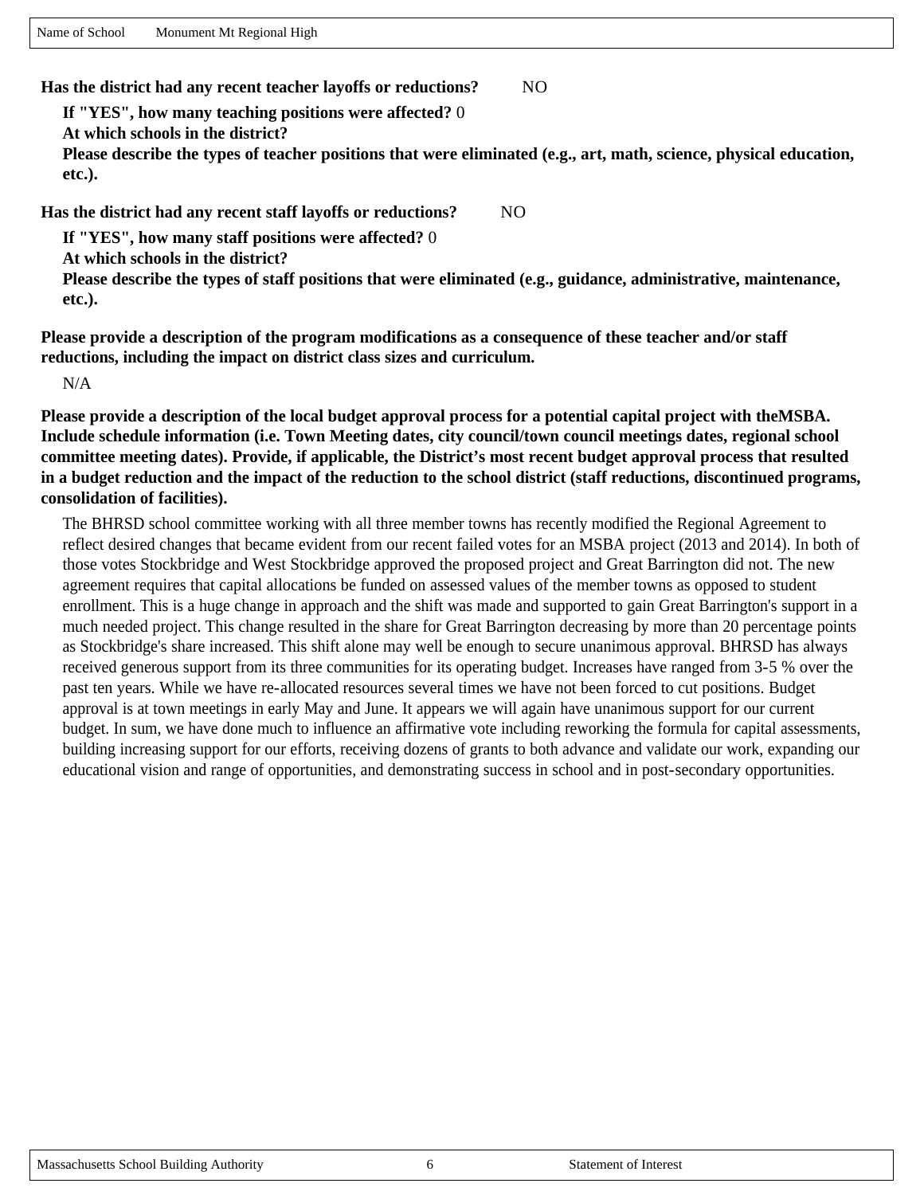Name of School Monument Mt Regional High

**Has the district had any recent teacher layoffs or reductions?** NO

**If "YES", how many teaching positions were affected?** 0

**At which schools in the district?**

**Please describe the types of teacher positions that were eliminated (e.g., art, math, science, physical education, etc.).**

**Has the district had any recent staff layoffs or reductions?** NO

**If "YES", how many staff positions were affected?** 0

**At which schools in the district?**

**Please describe the types of staff positions that were eliminated (e.g., guidance, administrative, maintenance, etc.).**

**Please provide a description of the program modifications as a consequence of these teacher and/or staff reductions, including the impact on district class sizes and curriculum.**

N/A

**Please provide a description of the local budget approval process for a potential capital project with theMSBA. Include schedule information (i.e. Town Meeting dates, city council/town council meetings dates, regional school committee meeting dates). Provide, if applicable, the District's most recent budget approval process that resulted in a budget reduction and the impact of the reduction to the school district (staff reductions, discontinued programs, consolidation of facilities).**

The BHRSD school committee working with all three member towns has recently modified the Regional Agreement to reflect desired changes that became evident from our recent failed votes for an MSBA project (2013 and 2014). In both of those votes Stockbridge and West Stockbridge approved the proposed project and Great Barrington did not. The new agreement requires that capital allocations be funded on assessed values of the member towns as opposed to student enrollment. This is a huge change in approach and the shift was made and supported to gain Great Barrington's support in a much needed project. This change resulted in the share for Great Barrington decreasing by more than 20 percentage points as Stockbridge's share increased. This shift alone may well be enough to secure unanimous approval. BHRSD has always received generous support from its three communities for its operating budget. Increases have ranged from 3-5 % over the past ten years. While we have re-allocated resources several times we have not been forced to cut positions. Budget approval is at town meetings in early May and June. It appears we will again have unanimous support for our current budget. In sum, we have done much to influence an affirmative vote including reworking the formula for capital assessments, building increasing support for our efforts, receiving dozens of grants to both advance and validate our work, expanding our educational vision and range of opportunities, and demonstrating success in school and in post-secondary opportunities.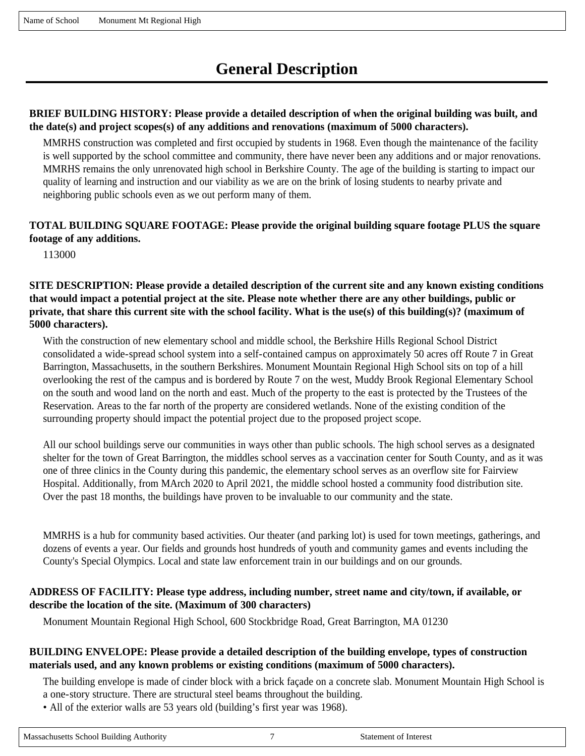# General Description

**BRIEF BUILDING HISTORY: Please provide a detailed description of when the original building was built, and the date(s) and project scopes(s) of any additions and renovations (maximum of 5000 characters).**

MMRHS construction was completed and first occupied by students in 1968. Even though the maintenance of the facility is well supported by the school committee and community, there have never been any additions and or major renovations. MMRHS remains the only unrenovated high school in Berkshire County. The age of the building is starting to impact our quality of learning and instruction and our viability as we are on the brink of losing students to nearby private and neighboring public schools even as we out perform many of them.

**TOTAL BUILDING SQUARE FOOTAGE: Please provide the original building square footage PLUS the square footage of any additions.**

113000

**SITE DESCRIPTION: Please provide a detailed description of the current site and any known existing conditions that would impact a potential project at the site. Please note whether there are any other buildings, public or private, that share this current site with the school facility. What is the use(s) of this building(s)? (maximum of 5000 characters).**

With the construction of new elementary school and middle school, the Berkshire Hills Regional School District consolidated a wide-spread school system into a self-contained campus on approximately 50 acres off Route 7 in Great Barrington, Massachusetts, in the southern Berkshires. Monument Mountain Regional High School sits on top of a hill overlooking the rest of the campus and is bordered by Route 7 on the west, Muddy Brook Regional Elementary School on the south and wood land on the north and east. Much of the property to the east is protected by the Trustees of the Reservation. Areas to the far north of the property are considered wetlands. None of the existing condition of the surrounding property should impact the potential project due to the proposed project scope.

All our school buildings serve our communities in ways other than public schools. The high school serves as a designated shelter for the town of Great Barrington, the middles school serves as a vaccination center for South County, and as it was one of three clinics in the County during this pandemic, the elementary school serves as an overflow site for Fairview Hospital. Additionally, from MArch 2020 to April 2021, the middle school hosted a community food distribution site. Over the past 18 months, the buildings have proven to be invaluable to our community and the state.

MMRHS is a hub for community based activities. Our theater (and parking lot) is used for town meetings, gatherings, and dozens of events a year. Our fields and grounds host hundreds of youth and community games and events including the County's Special Olympics. Local and state law enforcement train in our buildings and on our grounds.

**ADDRESS OF FACILITY: Please type address, including number, street name and city/town, if available, or describe the location of the site. (Maximum of 300 characters)**

Monument Mountain Regional High School, 600 Stockbridge Road, Great Barrington, MA 01230

**BUILDING ENVELOPE: Please provide a detailed description of the building envelope, types of construction materials used, and any known problems or existing conditions (maximum of 5000 characters).**

The building envelope is made of cinder block with a brick façade on a concrete slab. Monument Mountain High School is a one-story structure. There are structural steel beams throughout the building.

- All of the exterior walls are 53 years old (building's first year was 1968).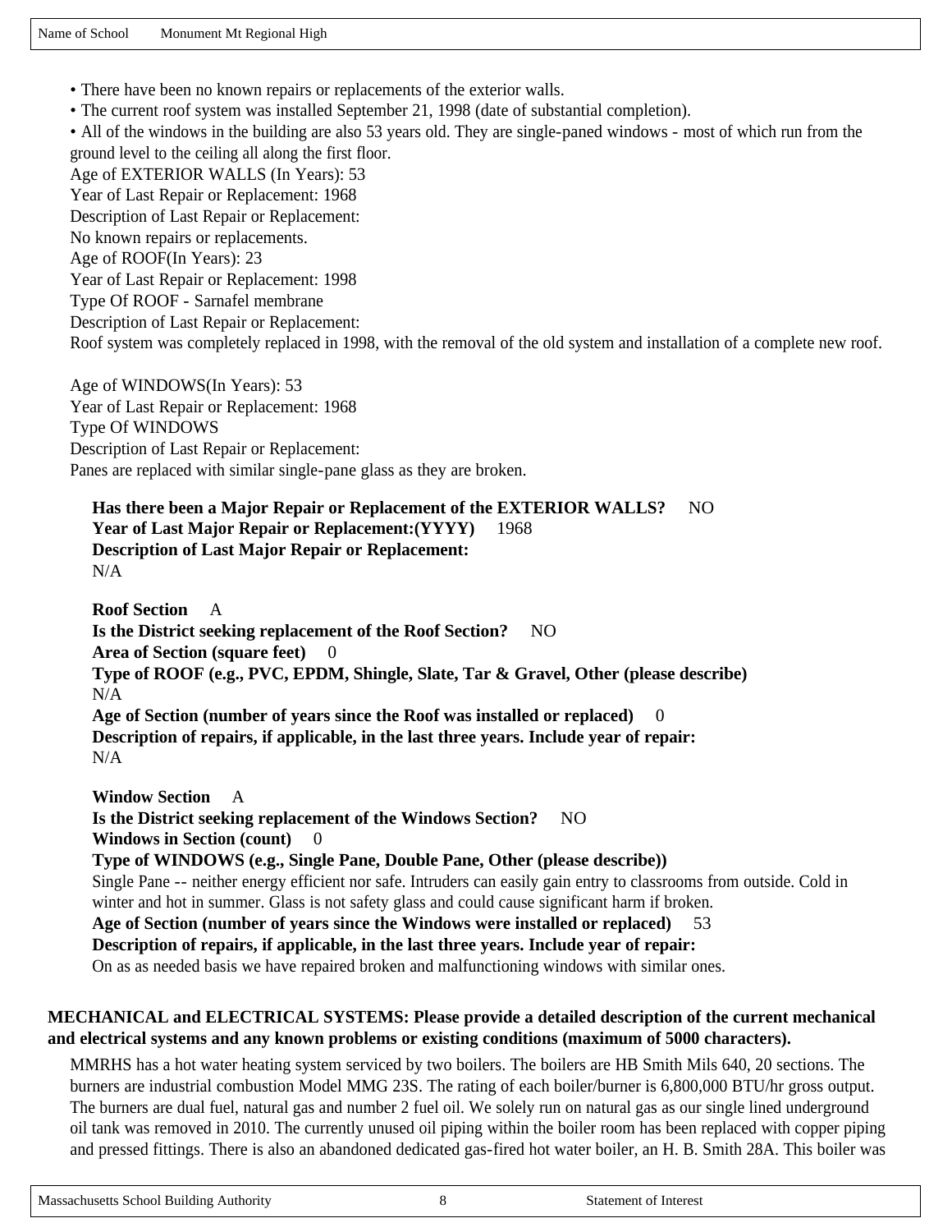- There have been no known repairs or replacements of the exterior walls.
- The current roof system was installed September 21, 1998 (date of substantial completion).
- All of the windows in the building are also 53 years old. They are single-paned windows - most of which run from the ground level to the ceiling all along the first floor.

Age of EXTERIOR WALLS (In Years): 53
Year of Last Repair or Replacement: 1968
Description of Last Repair or Replacement:
No known repairs or replacements.
Age of ROOF(In Years): 23
Year of Last Repair or Replacement: 1998
Type Of ROOF - Sarnafel membrane
Description of Last Repair or Replacement:
Roof system was completely replaced in 1998, with the removal of the old system and installation of a complete new roof.

Age of WINDOWS(In Years): 53
Year of Last Repair or Replacement: 1968
Type Of WINDOWS
Description of Last Repair or Replacement:
Panes are replaced with similar single-pane glass as they are broken.

**Has there been a Major Repair or Replacement of the EXTERIOR WALLS?** NO
**Year of Last Major Repair or Replacement:(YYYY)** 1968
**Description of Last Major Repair or Replacement:**
N/A

**Roof Section** A
**Is the District seeking replacement of the Roof Section?** NO
**Area of Section (square feet)** 0
**Type of ROOF (e.g., PVC, EPDM, Shingle, Slate, Tar & Gravel, Other (please describe)**
N/A
**Age of Section (number of years since the Roof was installed or replaced)** 0
**Description of repairs, if applicable, in the last three years. Include year of repair:**
N/A

**Window Section** A
**Is the District seeking replacement of the Windows Section?** NO
**Windows in Section (count)** 0
**Type of WINDOWS (e.g., Single Pane, Double Pane, Other (please describe))**
Single Pane -- neither energy efficient nor safe. Intruders can easily gain entry to classrooms from outside. Cold in winter and hot in summer. Glass is not safety glass and could cause significant harm if broken.
**Age of Section (number of years since the Windows were installed or replaced)** 53
**Description of repairs, if applicable, in the last three years. Include year of repair:**
On as as needed basis we have repaired broken and malfunctioning windows with similar ones.

**MECHANICAL and ELECTRICAL SYSTEMS: Please provide a detailed description of the current mechanical and electrical systems and any known problems or existing conditions (maximum of 5000 characters).**

MMRHS has a hot water heating system serviced by two boilers. The boilers are HB Smith Mils 640, 20 sections. The burners are industrial combustion Model MMG 23S. The rating of each boiler/burner is 6,800,000 BTU/hr gross output. The burners are dual fuel, natural gas and number 2 fuel oil. We solely run on natural gas as our single lined underground oil tank was removed in 2010. The currently unused oil piping within the boiler room has been replaced with copper piping and pressed fittings. There is also an abandoned dedicated gas-fired hot water boiler, an H. B. Smith 28A. This boiler was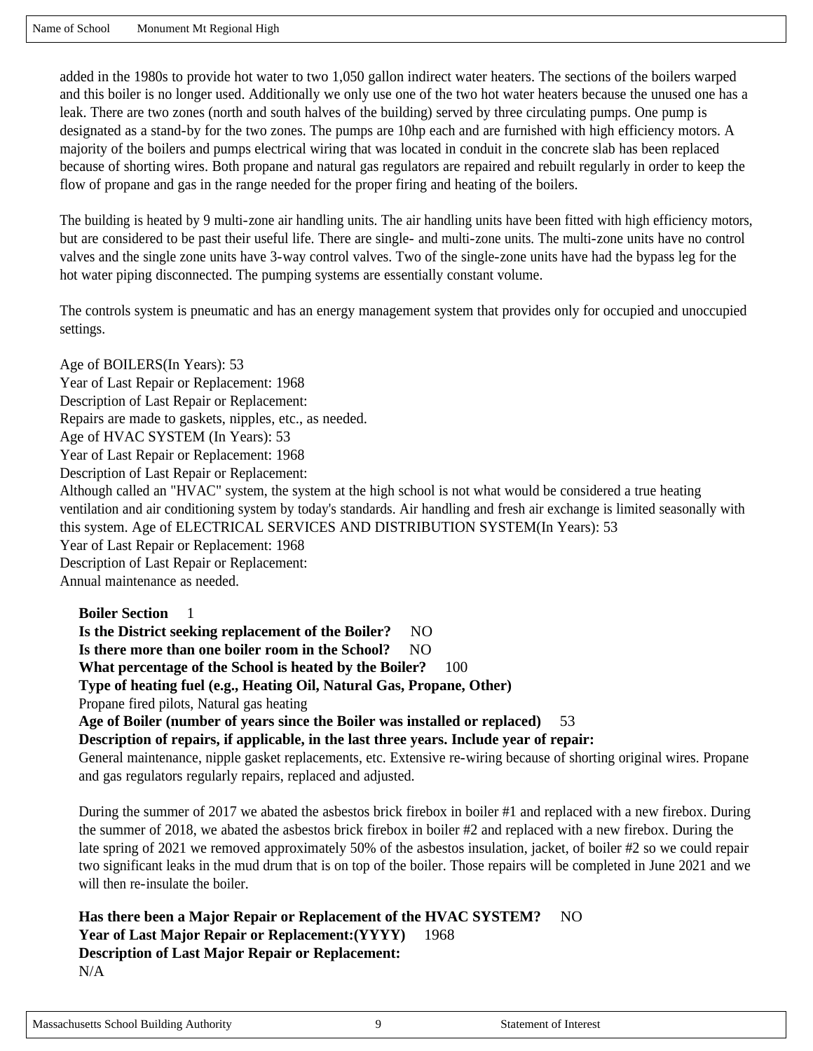added in the 1980s to provide hot water to two 1,050 gallon indirect water heaters. The sections of the boilers warped and this boiler is no longer used. Additionally we only use one of the two hot water heaters because the unused one has a leak. There are two zones (north and south halves of the building) served by three circulating pumps. One pump is designated as a stand-by for the two zones. The pumps are 10hp each and are furnished with high efficiency motors. A majority of the boilers and pumps electrical wiring that was located in conduit in the concrete slab has been replaced because of shorting wires. Both propane and natural gas regulators are repaired and rebuilt regularly in order to keep the flow of propane and gas in the range needed for the proper firing and heating of the boilers.

The building is heated by 9 multi-zone air handling units. The air handling units have been fitted with high efficiency motors, but are considered to be past their useful life. There are single- and multi-zone units. The multi-zone units have no control valves and the single zone units have 3-way control valves. Two of the single-zone units have had the bypass leg for the hot water piping disconnected. The pumping systems are essentially constant volume.

The controls system is pneumatic and has an energy management system that provides only for occupied and unoccupied settings.

Age of BOILERS(In Years): 53
Year of Last Repair or Replacement: 1968
Description of Last Repair or Replacement:
Repairs are made to gaskets, nipples, etc., as needed.
Age of HVAC SYSTEM (In Years): 53
Year of Last Repair or Replacement: 1968
Description of Last Repair or Replacement:
Although called an "HVAC" system, the system at the high school is not what would be considered a true heating ventilation and air conditioning system by today's standards. Air handling and fresh air exchange is limited seasonally with this system. Age of ELECTRICAL SERVICES AND DISTRIBUTION SYSTEM(In Years): 53
Year of Last Repair or Replacement: 1968
Description of Last Repair or Replacement:
Annual maintenance as needed.

**Boiler Section** 1
**Is the District seeking replacement of the Boiler?** NO
**Is there more than one boiler room in the School?** NO
**What percentage of the School is heated by the Boiler?** 100
**Type of heating fuel (e.g., Heating Oil, Natural Gas, Propane, Other)**
Propane fired pilots, Natural gas heating
**Age of Boiler (number of years since the Boiler was installed or replaced)** 53
**Description of repairs, if applicable, in the last three years. Include year of repair:**
General maintenance, nipple gasket replacements, etc. Extensive re-wiring because of shorting original wires. Propane and gas regulators regularly repairs, replaced and adjusted.

During the summer of 2017 we abated the asbestos brick firebox in boiler #1 and replaced with a new firebox. During the summer of 2018, we abated the asbestos brick firebox in boiler #2 and replaced with a new firebox. During the late spring of 2021 we removed approximately 50% of the asbestos insulation, jacket, of boiler #2 so we could repair two significant leaks in the mud drum that is on top of the boiler. Those repairs will be completed in June 2021 and we will then re-insulate the boiler.

**Has there been a Major Repair or Replacement of the HVAC SYSTEM?** NO
**Year of Last Major Repair or Replacement:(YYYY)** 1968
**Description of Last Major Repair or Replacement:**
N/A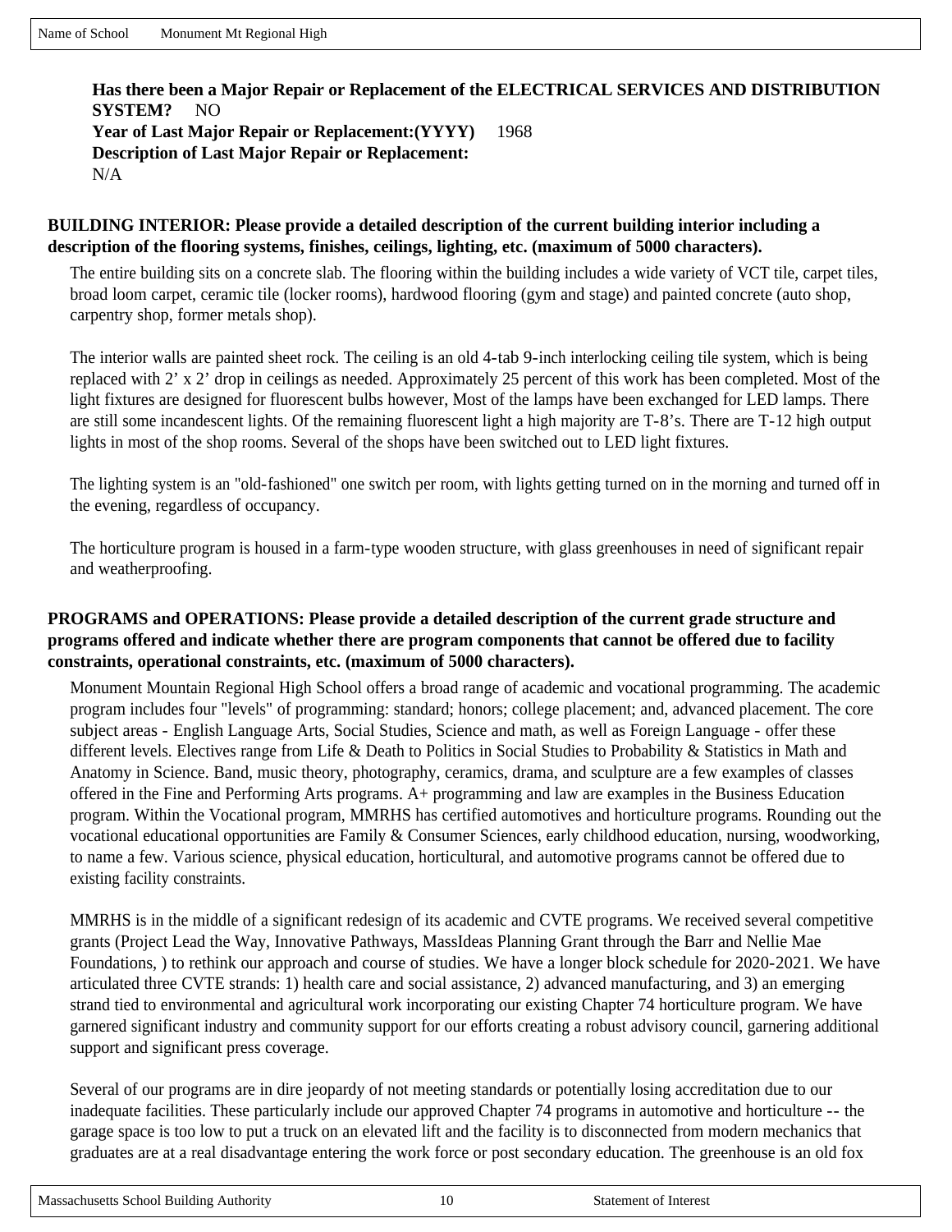**Has there been a Major Repair or Replacement of the ELECTRICAL SERVICES AND DISTRIBUTION SYSTEM?** NO
**Year of Last Major Repair or Replacement:(YYYY)** 1968
**Description of Last Major Repair or Replacement:**
N/A

**BUILDING INTERIOR: Please provide a detailed description of the current building interior including a description of the flooring systems, finishes, ceilings, lighting, etc. (maximum of 5000 characters).**

The entire building sits on a concrete slab. The flooring within the building includes a wide variety of VCT tile, carpet tiles, broad loom carpet, ceramic tile (locker rooms), hardwood flooring (gym and stage) and painted concrete (auto shop, carpentry shop, former metals shop).

The interior walls are painted sheet rock. The ceiling is an old 4-tab 9-inch interlocking ceiling tile system, which is being replaced with 2' x 2' drop in ceilings as needed. Approximately 25 percent of this work has been completed. Most of the light fixtures are designed for fluorescent bulbs however, Most of the lamps have been exchanged for LED lamps. There are still some incandescent lights. Of the remaining fluorescent light a high majority are T-8's. There are T-12 high output lights in most of the shop rooms. Several of the shops have been switched out to LED light fixtures.

The lighting system is an "old-fashioned" one switch per room, with lights getting turned on in the morning and turned off in the evening, regardless of occupancy.

The horticulture program is housed in a farm-type wooden structure, with glass greenhouses in need of significant repair and weatherproofing.

**PROGRAMS and OPERATIONS: Please provide a detailed description of the current grade structure and programs offered and indicate whether there are program components that cannot be offered due to facility constraints, operational constraints, etc. (maximum of 5000 characters).**

Monument Mountain Regional High School offers a broad range of academic and vocational programming. The academic program includes four "levels" of programming: standard; honors; college placement; and, advanced placement. The core subject areas - English Language Arts, Social Studies, Science and math, as well as Foreign Language - offer these different levels. Electives range from Life & Death to Politics in Social Studies to Probability & Statistics in Math and Anatomy in Science. Band, music theory, photography, ceramics, drama, and sculpture are a few examples of classes offered in the Fine and Performing Arts programs. A+ programming and law are examples in the Business Education program. Within the Vocational program, MMRHS has certified automotives and horticulture programs. Rounding out the vocational educational opportunities are Family & Consumer Sciences, early childhood education, nursing, woodworking, to name a few. Various science, physical education, horticultural, and automotive programs cannot be offered due to existing facility constraints.

MMRHS is in the middle of a significant redesign of its academic and CVTE programs. We received several competitive grants (Project Lead the Way, Innovative Pathways, MassIdeas Planning Grant through the Barr and Nellie Mae Foundations, ) to rethink our approach and course of studies. We have a longer block schedule for 2020-2021. We have articulated three CVTE strands: 1) health care and social assistance, 2) advanced manufacturing, and 3) an emerging strand tied to environmental and agricultural work incorporating our existing Chapter 74 horticulture program. We have garnered significant industry and community support for our efforts creating a robust advisory council, garnering additional support and significant press coverage.

Several of our programs are in dire jeopardy of not meeting standards or potentially losing accreditation due to our inadequate facilities. These particularly include our approved Chapter 74 programs in automotive and horticulture -- the garage space is too low to put a truck on an elevated lift and the facility is to disconnected from modern mechanics that graduates are at a real disadvantage entering the work force or post secondary education. The greenhouse is an old fox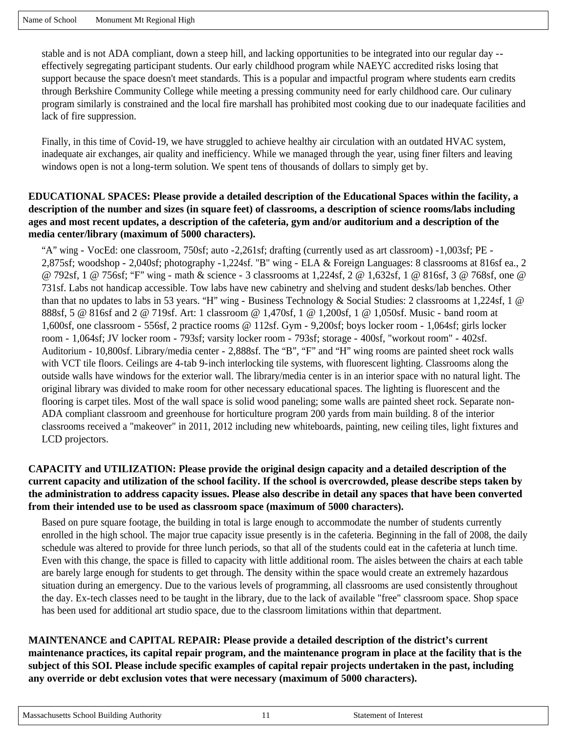stable and is not ADA compliant, down a steep hill, and lacking opportunities to be integrated into our regular day -- effectively segregating participant students. Our early childhood program while NAEYC accredited risks losing that support because the space doesn't meet standards. This is a popular and impactful program where students earn credits through Berkshire Community College while meeting a pressing community need for early childhood care. Our culinary program similarly is constrained and the local fire marshall has prohibited most cooking due to our inadequate facilities and lack of fire suppression.

Finally, in this time of Covid-19, we have struggled to achieve healthy air circulation with an outdated HVAC system, inadequate air exchanges, air quality and inefficiency. While we managed through the year, using finer filters and leaving windows open is not a long-term solution. We spent tens of thousands of dollars to simply get by.

**EDUCATIONAL SPACES: Please provide a detailed description of the Educational Spaces within the facility, a description of the number and sizes (in square feet) of classrooms, a description of science rooms/labs including ages and most recent updates, a description of the cafeteria, gym and/or auditorium and a description of the media center/library (maximum of 5000 characters).**

"A" wing - VocEd: one classroom, 750sf; auto -2,261sf; drafting (currently used as art classroom) -1,003sf; PE - 2,875sf; woodshop - 2,040sf; photography -1,224sf. "B" wing - ELA & Foreign Languages: 8 classrooms at 816sf ea., 2 @ 792sf, 1 @ 756sf; "F" wing - math & science - 3 classrooms at 1,224sf, 2 @ 1,632sf, 1 @ 816sf, 3 @ 768sf, one @ 731sf. Labs not handicap accessible. Tow labs have new cabinetry and shelving and student desks/lab benches. Other than that no updates to labs in 53 years. "H" wing - Business Technology & Social Studies: 2 classrooms at 1,224sf, 1 @ 888sf, 5 @ 816sf and 2 @ 719sf. Art: 1 classroom @ 1,470sf, 1 @ 1,200sf, 1 @ 1,050sf. Music - band room at 1,600sf, one classroom - 556sf, 2 practice rooms @ 112sf. Gym - 9,200sf; boys locker room - 1,064sf; girls locker room - 1,064sf; JV locker room - 793sf; varsity locker room - 793sf; storage - 400sf, "workout room" - 402sf. Auditorium - 10,800sf. Library/media center - 2,888sf. The "B", "F" and "H" wing rooms are painted sheet rock walls with VCT tile floors. Ceilings are 4-tab 9-inch interlocking tile systems, with fluorescent lighting. Classrooms along the outside walls have windows for the exterior wall. The library/media center is in an interior space with no natural light. The original library was divided to make room for other necessary educational spaces. The lighting is fluorescent and the flooring is carpet tiles. Most of the wall space is solid wood paneling; some walls are painted sheet rock. Separate non-ADA compliant classroom and greenhouse for horticulture program 200 yards from main building. 8 of the interior classrooms received a "makeover" in 2011, 2012 including new whiteboards, painting, new ceiling tiles, light fixtures and LCD projectors.

**CAPACITY and UTILIZATION: Please provide the original design capacity and a detailed description of the current capacity and utilization of the school facility. If the school is overcrowded, please describe steps taken by the administration to address capacity issues. Please also describe in detail any spaces that have been converted from their intended use to be used as classroom space (maximum of 5000 characters).**

Based on pure square footage, the building in total is large enough to accommodate the number of students currently enrolled in the high school. The major true capacity issue presently is in the cafeteria. Beginning in the fall of 2008, the daily schedule was altered to provide for three lunch periods, so that all of the students could eat in the cafeteria at lunch time. Even with this change, the space is filled to capacity with little additional room. The aisles between the chairs at each table are barely large enough for students to get through. The density within the space would create an extremely hazardous situation during an emergency. Due to the various levels of programming, all classrooms are used consistently throughout the day. Ex-tech classes need to be taught in the library, due to the lack of available "free" classroom space. Shop space has been used for additional art studio space, due to the classroom limitations within that department.

**MAINTENANCE and CAPITAL REPAIR: Please provide a detailed description of the district's current maintenance practices, its capital repair program, and the maintenance program in place at the facility that is the subject of this SOI. Please include specific examples of capital repair projects undertaken in the past, including any override or debt exclusion votes that were necessary (maximum of 5000 characters).**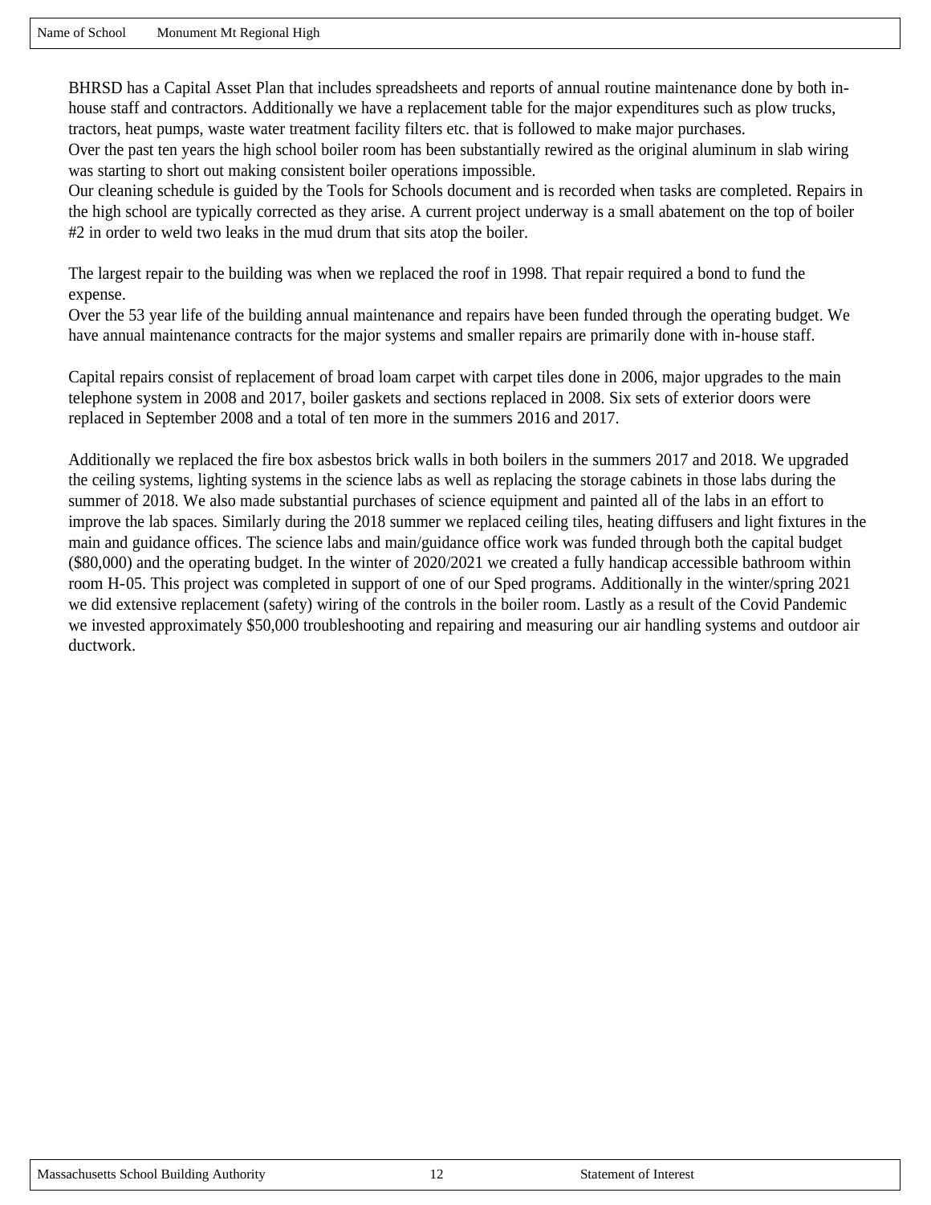BHRSD has a Capital Asset Plan that includes spreadsheets and reports of annual routine maintenance done by both in-house staff and contractors. Additionally we have a replacement table for the major expenditures such as plow trucks, tractors, heat pumps, waste water treatment facility filters etc. that is followed to make major purchases.
Over the past ten years the high school boiler room has been substantially rewired as the original aluminum in slab wiring was starting to short out making consistent boiler operations impossible.
Our cleaning schedule is guided by the Tools for Schools document and is recorded when tasks are completed. Repairs in the high school are typically corrected as they arise. A current project underway is a small abatement on the top of boiler #2 in order to weld two leaks in the mud drum that sits atop the boiler.

The largest repair to the building was when we replaced the roof in 1998. That repair required a bond to fund the expense.
Over the 53 year life of the building annual maintenance and repairs have been funded through the operating budget. We have annual maintenance contracts for the major systems and smaller repairs are primarily done with in-house staff.

Capital repairs consist of replacement of broad loam carpet with carpet tiles done in 2006, major upgrades to the main telephone system in 2008 and 2017, boiler gaskets and sections replaced in 2008. Six sets of exterior doors were replaced in September 2008 and a total of ten more in the summers 2016 and 2017.

Additionally we replaced the fire box asbestos brick walls in both boilers in the summers 2017 and 2018. We upgraded the ceiling systems, lighting systems in the science labs as well as replacing the storage cabinets in those labs during the summer of 2018. We also made substantial purchases of science equipment and painted all of the labs in an effort to improve the lab spaces. Similarly during the 2018 summer we replaced ceiling tiles, heating diffusers and light fixtures in the main and guidance offices. The science labs and main/guidance office work was funded through both the capital budget ($80,000) and the operating budget. In the winter of 2020/2021 we created a fully handicap accessible bathroom within room H-05. This project was completed in support of one of our Sped programs. Additionally in the winter/spring 2021 we did extensive replacement (safety) wiring of the controls in the boiler room. Lastly as a result of the Covid Pandemic we invested approximately $50,000 troubleshooting and repairing and measuring our air handling systems and outdoor air ductwork.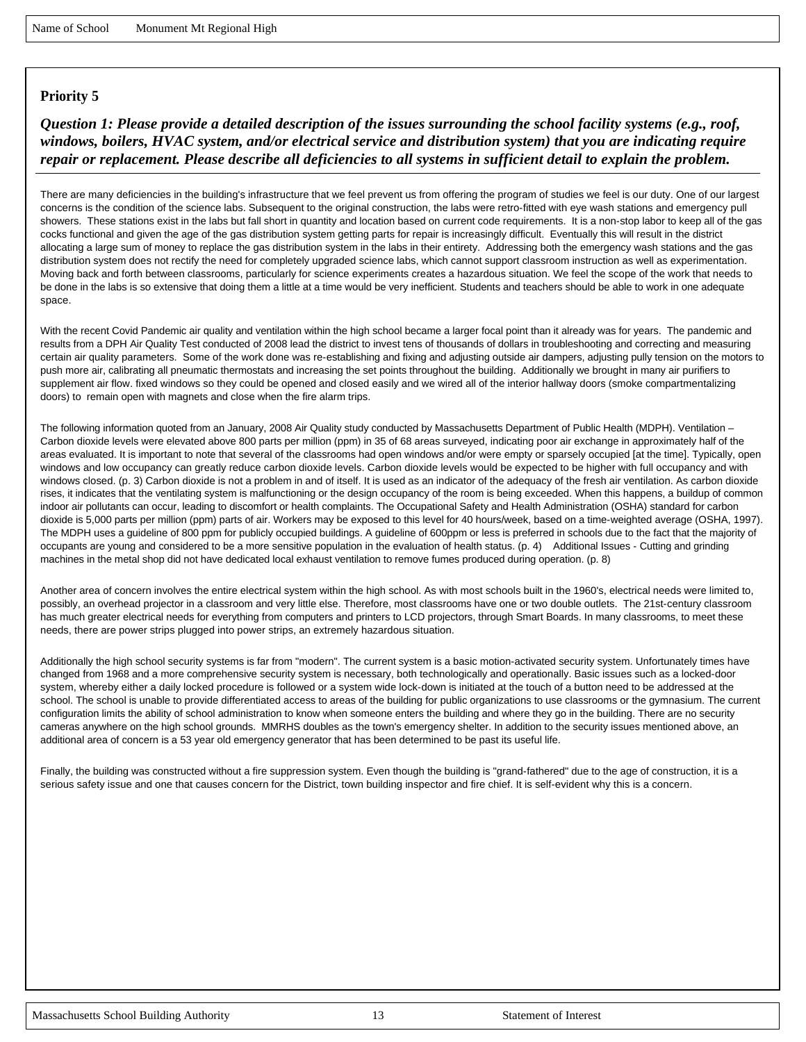Name of School Monument Mt Regional High

## Priority 5

***Question 1: Please provide a detailed description of the issues surrounding the school facility systems (e.g., roof, windows, boilers, HVAC system, and/or electrical service and distribution system) that you are indicating require repair or replacement. Please describe all deficiencies to all systems in sufficient detail to explain the problem.***

There are many deficiencies in the building's infrastructure that we feel prevent us from offering the program of studies we feel is our duty. One of our largest concerns is the condition of the science labs. Subsequent to the original construction, the labs were retro-fitted with eye wash stations and emergency pull showers. These stations exist in the labs but fall short in quantity and location based on current code requirements. It is a non-stop labor to keep all of the gas cocks functional and given the age of the gas distribution system getting parts for repair is increasingly difficult. Eventually this will result in the district allocating a large sum of money to replace the gas distribution system in the labs in their entirety. Addressing both the emergency wash stations and the gas distribution system does not rectify the need for completely upgraded science labs, which cannot support classroom instruction as well as experimentation. Moving back and forth between classrooms, particularly for science experiments creates a hazardous situation. We feel the scope of the work that needs to be done in the labs is so extensive that doing them a little at a time would be very inefficient. Students and teachers should be able to work in one adequate space.

With the recent Covid Pandemic air quality and ventilation within the high school became a larger focal point than it already was for years. The pandemic and results from a DPH Air Quality Test conducted of 2008 lead the district to invest tens of thousands of dollars in troubleshooting and correcting and measuring certain air quality parameters. Some of the work done was re-establishing and fixing and adjusting outside air dampers, adjusting pully tension on the motors to push more air, calibrating all pneumatic thermostats and increasing the set points throughout the building. Additionally we brought in many air purifiers to supplement air flow. fixed windows so they could be opened and closed easily and we wired all of the interior hallway doors (smoke compartmentalizing doors) to remain open with magnets and close when the fire alarm trips.

The following information quoted from an January, 2008 Air Quality study conducted by Massachusetts Department of Public Health (MDPH). Ventilation – Carbon dioxide levels were elevated above 800 parts per million (ppm) in 35 of 68 areas surveyed, indicating poor air exchange in approximately half of the areas evaluated. It is important to note that several of the classrooms had open windows and/or were empty or sparsely occupied [at the time]. Typically, open windows and low occupancy can greatly reduce carbon dioxide levels. Carbon dioxide levels would be expected to be higher with full occupancy and with windows closed. (p. 3) Carbon dioxide is not a problem in and of itself. It is used as an indicator of the adequacy of the fresh air ventilation. As carbon dioxide rises, it indicates that the ventilating system is malfunctioning or the design occupancy of the room is being exceeded. When this happens, a buildup of common indoor air pollutants can occur, leading to discomfort or health complaints. The Occupational Safety and Health Administration (OSHA) standard for carbon dioxide is 5,000 parts per million (ppm) parts of air. Workers may be exposed to this level for 40 hours/week, based on a time-weighted average (OSHA, 1997). The MDPH uses a guideline of 800 ppm for publicly occupied buildings. A guideline of 600ppm or less is preferred in schools due to the fact that the majority of occupants are young and considered to be a more sensitive population in the evaluation of health status. (p. 4) Additional Issues - Cutting and grinding machines in the metal shop did not have dedicated local exhaust ventilation to remove fumes produced during operation. (p. 8)

Another area of concern involves the entire electrical system within the high school. As with most schools built in the 1960's, electrical needs were limited to, possibly, an overhead projector in a classroom and very little else. Therefore, most classrooms have one or two double outlets. The 21st-century classroom has much greater electrical needs for everything from computers and printers to LCD projectors, through Smart Boards. In many classrooms, to meet these needs, there are power strips plugged into power strips, an extremely hazardous situation.

Additionally the high school security systems is far from "modern". The current system is a basic motion-activated security system. Unfortunately times have changed from 1968 and a more comprehensive security system is necessary, both technologically and operationally. Basic issues such as a locked-door system, whereby either a daily locked procedure is followed or a system wide lock-down is initiated at the touch of a button need to be addressed at the school. The school is unable to provide differentiated access to areas of the building for public organizations to use classrooms or the gymnasium. The current configuration limits the ability of school administration to know when someone enters the building and where they go in the building. There are no security cameras anywhere on the high school grounds. MMRHS doubles as the town's emergency shelter. In addition to the security issues mentioned above, an additional area of concern is a 53 year old emergency generator that has been determined to be past its useful life.

Finally, the building was constructed without a fire suppression system. Even though the building is "grand-fathered" due to the age of construction, it is a serious safety issue and one that causes concern for the District, town building inspector and fire chief. It is self-evident why this is a concern.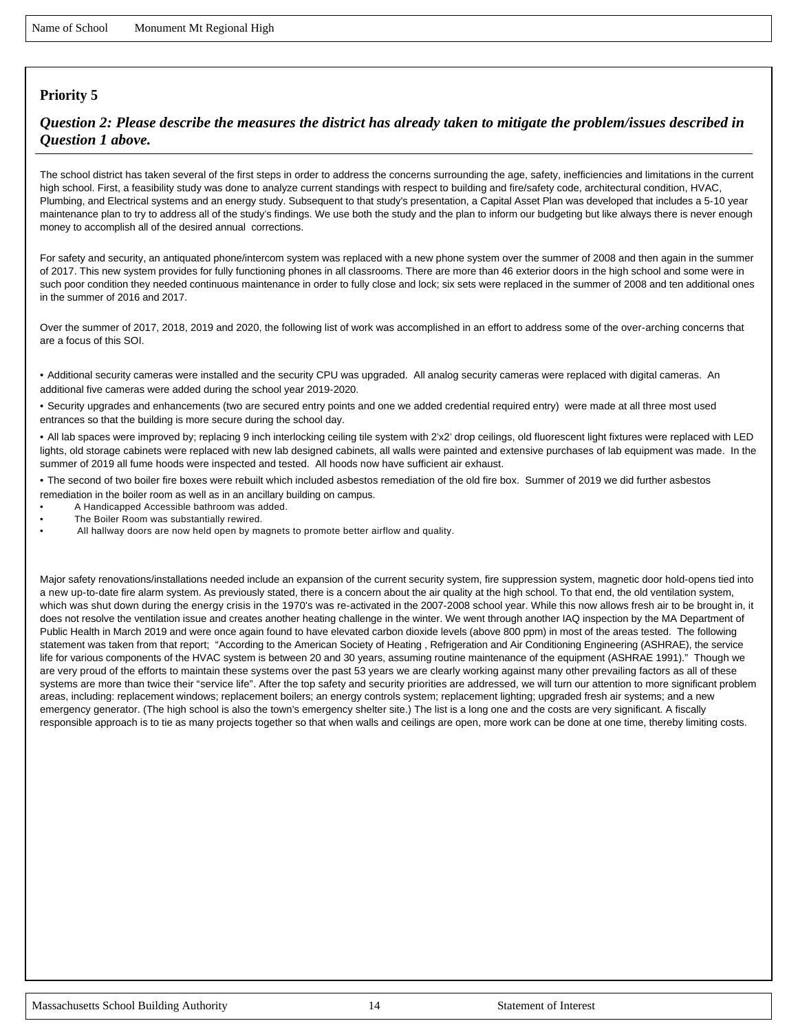Name of School Monument Mt Regional High

**Priority 5**

***Question 2: Please describe the measures the district has already taken to mitigate the problem/issues described in Question 1 above.***

The school district has taken several of the first steps in order to address the concerns surrounding the age, safety, inefficiencies and limitations in the current high school. First, a feasibility study was done to analyze current standings with respect to building and fire/safety code, architectural condition, HVAC, Plumbing, and Electrical systems and an energy study. Subsequent to that study's presentation, a Capital Asset Plan was developed that includes a 5-10 year maintenance plan to try to address all of the study's findings. We use both the study and the plan to inform our budgeting but like always there is never enough money to accomplish all of the desired annual corrections.

For safety and security, an antiquated phone/intercom system was replaced with a new phone system over the summer of 2008 and then again in the summer of 2017. This new system provides for fully functioning phones in all classrooms. There are more than 46 exterior doors in the high school and some were in such poor condition they needed continuous maintenance in order to fully close and lock; six sets were replaced in the summer of 2008 and ten additional ones in the summer of 2016 and 2017.

Over the summer of 2017, 2018, 2019 and 2020, the following list of work was accomplished in an effort to address some of the over-arching concerns that are a focus of this SOI.

- Additional security cameras were installed and the security CPU was upgraded. All analog security cameras were replaced with digital cameras. An additional five cameras were added during the school year 2019-2020.
- Security upgrades and enhancements (two are secured entry points and one we added credential required entry) were made at all three most used entrances so that the building is more secure during the school day.
- All lab spaces were improved by; replacing 9 inch interlocking ceiling tile system with 2'x2' drop ceilings, old fluorescent light fixtures were replaced with LED lights, old storage cabinets were replaced with new lab designed cabinets, all walls were painted and extensive purchases of lab equipment was made. In the summer of 2019 all fume hoods were inspected and tested. All hoods now have sufficient air exhaust.
- The second of two boiler fire boxes were rebuilt which included asbestos remediation of the old fire box. Summer of 2019 we did further asbestos remediation in the boiler room as well as in an ancillary building on campus.
- A Handicapped Accessible bathroom was added.
- The Boiler Room was substantially rewired.
- All hallway doors are now held open by magnets to promote better airflow and quality.

Major safety renovations/installations needed include an expansion of the current security system, fire suppression system, magnetic door hold-opens tied into a new up-to-date fire alarm system. As previously stated, there is a concern about the air quality at the high school. To that end, the old ventilation system, which was shut down during the energy crisis in the 1970's was re-activated in the 2007-2008 school year. While this now allows fresh air to be brought in, it does not resolve the ventilation issue and creates another heating challenge in the winter. We went through another IAQ inspection by the MA Department of Public Health in March 2019 and were once again found to have elevated carbon dioxide levels (above 800 ppm) in most of the areas tested. The following statement was taken from that report; "According to the American Society of Heating , Refrigeration and Air Conditioning Engineering (ASHRAE), the service life for various components of the HVAC system is between 20 and 30 years, assuming routine maintenance of the equipment (ASHRAE 1991)." Though we are very proud of the efforts to maintain these systems over the past 53 years we are clearly working against many other prevailing factors as all of these systems are more than twice their "service life". After the top safety and security priorities are addressed, we will turn our attention to more significant problem areas, including: replacement windows; replacement boilers; an energy controls system; replacement lighting; upgraded fresh air systems; and a new emergency generator. (The high school is also the town's emergency shelter site.) The list is a long one and the costs are very significant. A fiscally responsible approach is to tie as many projects together so that when walls and ceilings are open, more work can be done at one time, thereby limiting costs.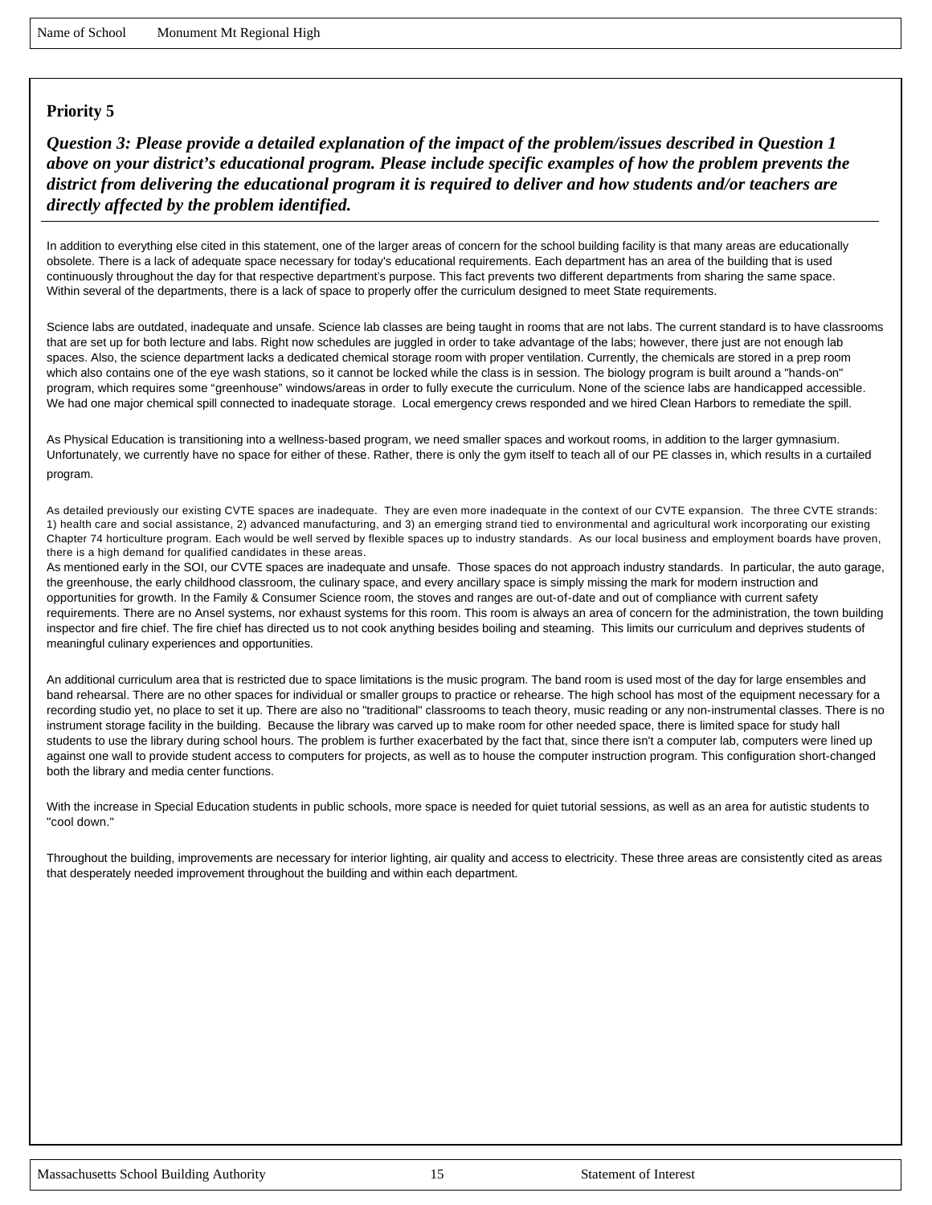Name of School Monument Mt Regional High

## Priority 5

***Question 3: Please provide a detailed explanation of the impact of the problem/issues described in Question 1 above on your district's educational program. Please include specific examples of how the problem prevents the district from delivering the educational program it is required to deliver and how students and/or teachers are directly affected by the problem identified.***

In addition to everything else cited in this statement, one of the larger areas of concern for the school building facility is that many areas are educationally obsolete. There is a lack of adequate space necessary for today's educational requirements. Each department has an area of the building that is used continuously throughout the day for that respective department's purpose. This fact prevents two different departments from sharing the same space. Within several of the departments, there is a lack of space to properly offer the curriculum designed to meet State requirements.

Science labs are outdated, inadequate and unsafe. Science lab classes are being taught in rooms that are not labs. The current standard is to have classrooms that are set up for both lecture and labs. Right now schedules are juggled in order to take advantage of the labs; however, there just are not enough lab spaces. Also, the science department lacks a dedicated chemical storage room with proper ventilation. Currently, the chemicals are stored in a prep room which also contains one of the eye wash stations, so it cannot be locked while the class is in session. The biology program is built around a "hands-on" program, which requires some "greenhouse" windows/areas in order to fully execute the curriculum. None of the science labs are handicapped accessible. We had one major chemical spill connected to inadequate storage. Local emergency crews responded and we hired Clean Harbors to remediate the spill.

As Physical Education is transitioning into a wellness-based program, we need smaller spaces and workout rooms, in addition to the larger gymnasium. Unfortunately, we currently have no space for either of these. Rather, there is only the gym itself to teach all of our PE classes in, which results in a curtailed program.

As detailed previously our existing CVTE spaces are inadequate. They are even more inadequate in the context of our CVTE expansion. The three CVTE strands: 1) health care and social assistance, 2) advanced manufacturing, and 3) an emerging strand tied to environmental and agricultural work incorporating our existing Chapter 74 horticulture program. Each would be well served by flexible spaces up to industry standards. As our local business and employment boards have proven, there is a high demand for qualified candidates in these areas.

As mentioned early in the SOI, our CVTE spaces are inadequate and unsafe. Those spaces do not approach industry standards. In particular, the auto garage, the greenhouse, the early childhood classroom, the culinary space, and every ancillary space is simply missing the mark for modern instruction and opportunities for growth. In the Family & Consumer Science room, the stoves and ranges are out-of-date and out of compliance with current safety requirements. There are no Ansel systems, nor exhaust systems for this room. This room is always an area of concern for the administration, the town building inspector and fire chief. The fire chief has directed us to not cook anything besides boiling and steaming. This limits our curriculum and deprives students of meaningful culinary experiences and opportunities.

An additional curriculum area that is restricted due to space limitations is the music program. The band room is used most of the day for large ensembles and band rehearsal. There are no other spaces for individual or smaller groups to practice or rehearse. The high school has most of the equipment necessary for a recording studio yet, no place to set it up. There are also no "traditional" classrooms to teach theory, music reading or any non-instrumental classes. There is no instrument storage facility in the building. Because the library was carved up to make room for other needed space, there is limited space for study hall students to use the library during school hours. The problem is further exacerbated by the fact that, since there isn't a computer lab, computers were lined up against one wall to provide student access to computers for projects, as well as to house the computer instruction program. This configuration short-changed both the library and media center functions.

With the increase in Special Education students in public schools, more space is needed for quiet tutorial sessions, as well as an area for autistic students to "cool down."

Throughout the building, improvements are necessary for interior lighting, air quality and access to electricity. These three areas are consistently cited as areas that desperately needed improvement throughout the building and within each department.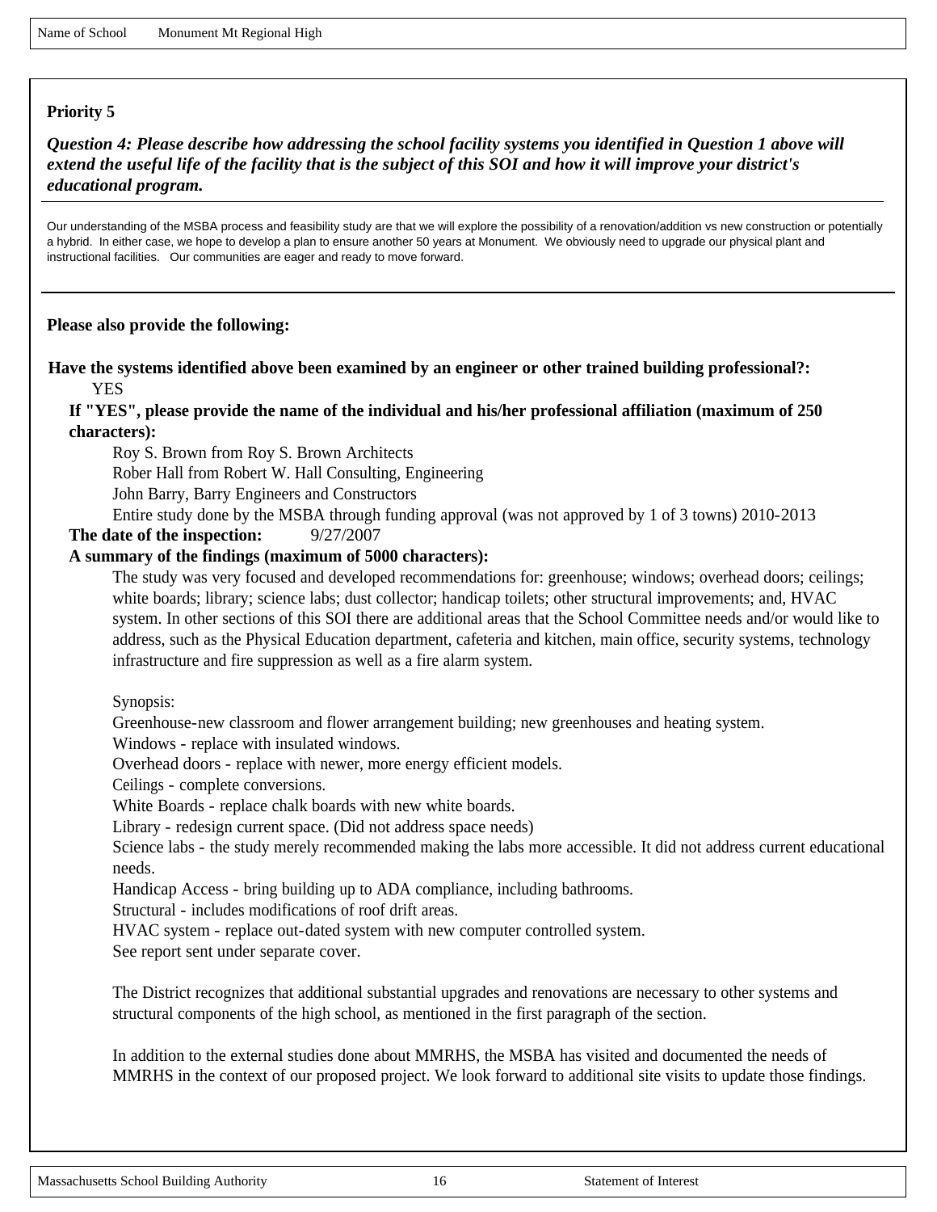Name of School Monument Mt Regional High

**Priority 5**

***Question 4: Please describe how addressing the school facility systems you identified in Question 1 above will extend the useful life of the facility that is the subject of this SOI and how it will improve your district's educational program.***

Our understanding of the MSBA process and feasibility study are that we will explore the possibility of a renovation/addition vs new construction or potentially a hybrid. In either case, we hope to develop a plan to ensure another 50 years at Monument. We obviously need to upgrade our physical plant and instructional facilities. Our communities are eager and ready to move forward.

**Please also provide the following:**

**Have the systems identified above been examined by an engineer or other trained building professional?:**
YES

**If "YES", please provide the name of the individual and his/her professional affiliation (maximum of 250 characters):**

Roy S. Brown from Roy S. Brown Architects
Rober Hall from Robert W. Hall Consulting, Engineering
John Barry, Barry Engineers and Constructors
Entire study done by the MSBA through funding approval (was not approved by 1 of 3 towns) 2010-2013

**The date of the inspection:** 9/27/2007

**A summary of the findings (maximum of 5000 characters):**

The study was very focused and developed recommendations for: greenhouse; windows; overhead doors; ceilings; white boards; library; science labs; dust collector; handicap toilets; other structural improvements; and, HVAC system. In other sections of this SOI there are additional areas that the School Committee needs and/or would like to address, such as the Physical Education department, cafeteria and kitchen, main office, security systems, technology infrastructure and fire suppression as well as a fire alarm system.

Synopsis:
Greenhouse-new classroom and flower arrangement building; new greenhouses and heating system.
Windows - replace with insulated windows.
Overhead doors - replace with newer, more energy efficient models.
Ceilings - complete conversions.
White Boards - replace chalk boards with new white boards.
Library - redesign current space. (Did not address space needs)
Science labs - the study merely recommended making the labs more accessible. It did not address current educational needs.
Handicap Access - bring building up to ADA compliance, including bathrooms.
Structural - includes modifications of roof drift areas.
HVAC system - replace out-dated system with new computer controlled system.
See report sent under separate cover.

The District recognizes that additional substantial upgrades and renovations are necessary to other systems and structural components of the high school, as mentioned in the first paragraph of the section.

In addition to the external studies done about MMRHS, the MSBA has visited and documented the needs of MMRHS in the context of our proposed project. We look forward to additional site visits to update those findings.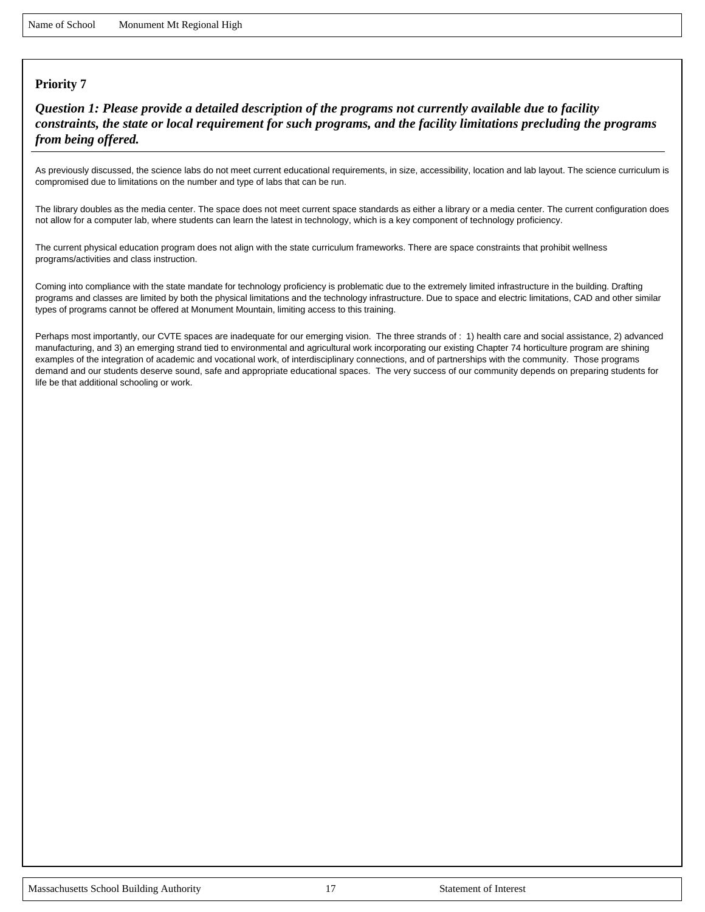Name of School Monument Mt Regional High

**Priority 7**

***Question 1: Please provide a detailed description of the programs not currently available due to facility constraints, the state or local requirement for such programs, and the facility limitations precluding the programs from being offered.***

As previously discussed, the science labs do not meet current educational requirements, in size, accessibility, location and lab layout. The science curriculum is compromised due to limitations on the number and type of labs that can be run.

The library doubles as the media center. The space does not meet current space standards as either a library or a media center. The current configuration does not allow for a computer lab, where students can learn the latest in technology, which is a key component of technology proficiency.

The current physical education program does not align with the state curriculum frameworks. There are space constraints that prohibit wellness programs/activities and class instruction.

Coming into compliance with the state mandate for technology proficiency is problematic due to the extremely limited infrastructure in the building. Drafting programs and classes are limited by both the physical limitations and the technology infrastructure. Due to space and electric limitations, CAD and other similar types of programs cannot be offered at Monument Mountain, limiting access to this training.

Perhaps most importantly, our CVTE spaces are inadequate for our emerging vision. The three strands of : 1) health care and social assistance, 2) advanced manufacturing, and 3) an emerging strand tied to environmental and agricultural work incorporating our existing Chapter 74 horticulture program are shining examples of the integration of academic and vocational work, of interdisciplinary connections, and of partnerships with the community. Those programs demand and our students deserve sound, safe and appropriate educational spaces. The very success of our community depends on preparing students for life be that additional schooling or work.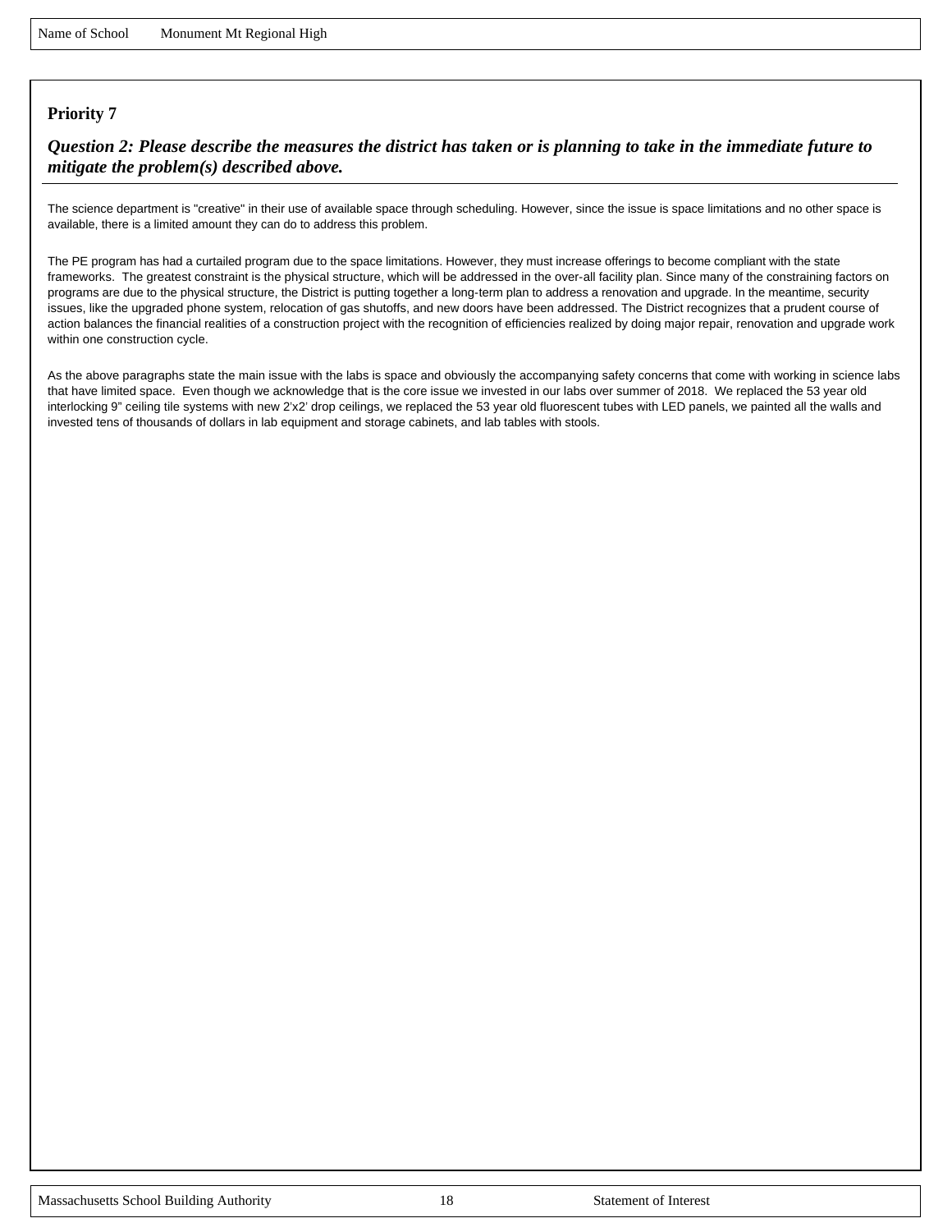Name of School Monument Mt Regional High

**Priority 7**

***Question 2: Please describe the measures the district has taken or is planning to take in the immediate future to mitigate the problem(s) described above.***

The science department is "creative" in their use of available space through scheduling. However, since the issue is space limitations and no other space is available, there is a limited amount they can do to address this problem.

The PE program has had a curtailed program due to the space limitations. However, they must increase offerings to become compliant with the state frameworks. The greatest constraint is the physical structure, which will be addressed in the over-all facility plan. Since many of the constraining factors on programs are due to the physical structure, the District is putting together a long-term plan to address a renovation and upgrade. In the meantime, security issues, like the upgraded phone system, relocation of gas shutoffs, and new doors have been addressed. The District recognizes that a prudent course of action balances the financial realities of a construction project with the recognition of efficiencies realized by doing major repair, renovation and upgrade work within one construction cycle.

As the above paragraphs state the main issue with the labs is space and obviously the accompanying safety concerns that come with working in science labs that have limited space. Even though we acknowledge that is the core issue we invested in our labs over summer of 2018. We replaced the 53 year old interlocking 9" ceiling tile systems with new 2'x2' drop ceilings, we replaced the 53 year old fluorescent tubes with LED panels, we painted all the walls and invested tens of thousands of dollars in lab equipment and storage cabinets, and lab tables with stools.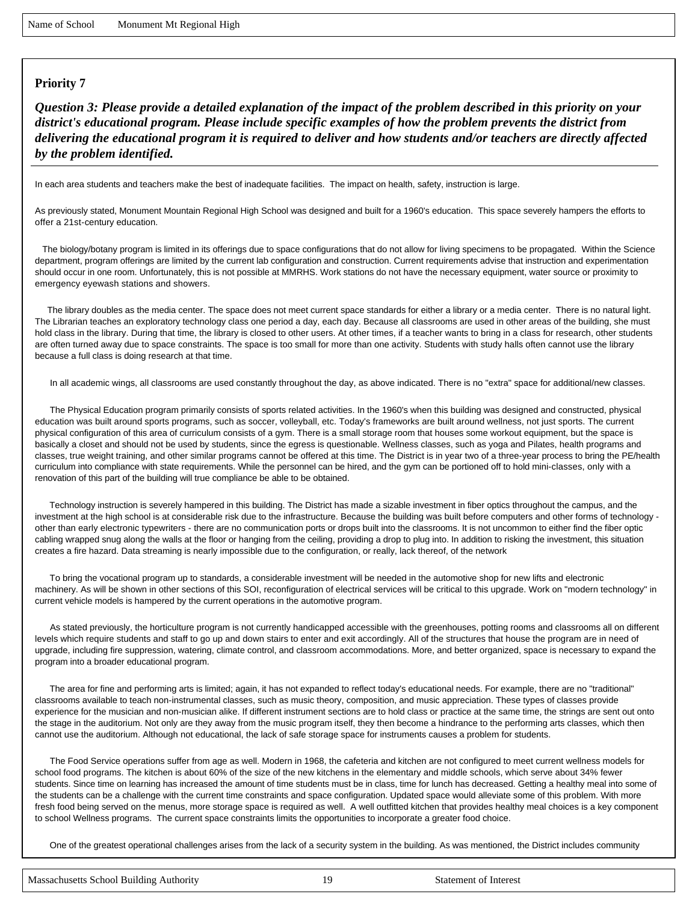Name of School Monument Mt Regional High

**Priority 7**

***Question 3: Please provide a detailed explanation of the impact of the problem described in this priority on your district's educational program. Please include specific examples of how the problem prevents the district from delivering the educational program it is required to deliver and how students and/or teachers are directly affected by the problem identified.***

In each area students and teachers make the best of inadequate facilities. The impact on health, safety, instruction is large.

As previously stated, Monument Mountain Regional High School was designed and built for a 1960's education. This space severely hampers the efforts to offer a 21st-century education.

The biology/botany program is limited in its offerings due to space configurations that do not allow for living specimens to be propagated. Within the Science department, program offerings are limited by the current lab configuration and construction. Current requirements advise that instruction and experimentation should occur in one room. Unfortunately, this is not possible at MMRHS. Work stations do not have the necessary equipment, water source or proximity to emergency eyewash stations and showers.

The library doubles as the media center. The space does not meet current space standards for either a library or a media center. There is no natural light. The Librarian teaches an exploratory technology class one period a day, each day. Because all classrooms are used in other areas of the building, she must hold class in the library. During that time, the library is closed to other users. At other times, if a teacher wants to bring in a class for research, other students are often turned away due to space constraints. The space is too small for more than one activity. Students with study halls often cannot use the library because a full class is doing research at that time.

In all academic wings, all classrooms are used constantly throughout the day, as above indicated. There is no "extra" space for additional/new classes.

The Physical Education program primarily consists of sports related activities. In the 1960's when this building was designed and constructed, physical education was built around sports programs, such as soccer, volleyball, etc. Today's frameworks are built around wellness, not just sports. The current physical configuration of this area of curriculum consists of a gym. There is a small storage room that houses some workout equipment, but the space is basically a closet and should not be used by students, since the egress is questionable. Wellness classes, such as yoga and Pilates, health programs and classes, true weight training, and other similar programs cannot be offered at this time. The District is in year two of a three-year process to bring the PE/health curriculum into compliance with state requirements. While the personnel can be hired, and the gym can be portioned off to hold mini-classes, only with a renovation of this part of the building will true compliance be able to be obtained.

Technology instruction is severely hampered in this building. The District has made a sizable investment in fiber optics throughout the campus, and the investment at the high school is at considerable risk due to the infrastructure. Because the building was built before computers and other forms of technology - other than early electronic typewriters - there are no communication ports or drops built into the classrooms. It is not uncommon to either find the fiber optic cabling wrapped snug along the walls at the floor or hanging from the ceiling, providing a drop to plug into. In addition to risking the investment, this situation creates a fire hazard. Data streaming is nearly impossible due to the configuration, or really, lack thereof, of the network

To bring the vocational program up to standards, a considerable investment will be needed in the automotive shop for new lifts and electronic machinery. As will be shown in other sections of this SOI, reconfiguration of electrical services will be critical to this upgrade. Work on "modern technology" in current vehicle models is hampered by the current operations in the automotive program.

As stated previously, the horticulture program is not currently handicapped accessible with the greenhouses, potting rooms and classrooms all on different levels which require students and staff to go up and down stairs to enter and exit accordingly. All of the structures that house the program are in need of upgrade, including fire suppression, watering, climate control, and classroom accommodations. More, and better organized, space is necessary to expand the program into a broader educational program.

The area for fine and performing arts is limited; again, it has not expanded to reflect today's educational needs. For example, there are no "traditional" classrooms available to teach non-instrumental classes, such as music theory, composition, and music appreciation. These types of classes provide experience for the musician and non-musician alike. If different instrument sections are to hold class or practice at the same time, the strings are sent out onto the stage in the auditorium. Not only are they away from the music program itself, they then become a hindrance to the performing arts classes, which then cannot use the auditorium. Although not educational, the lack of safe storage space for instruments causes a problem for students.

The Food Service operations suffer from age as well. Modern in 1968, the cafeteria and kitchen are not configured to meet current wellness models for school food programs. The kitchen is about 60% of the size of the new kitchens in the elementary and middle schools, which serve about 34% fewer students. Since time on learning has increased the amount of time students must be in class, time for lunch has decreased. Getting a healthy meal into some of the students can be a challenge with the current time constraints and space configuration. Updated space would alleviate some of this problem. With more fresh food being served on the menus, more storage space is required as well. A well outfitted kitchen that provides healthy meal choices is a key component to school Wellness programs. The current space constraints limits the opportunities to incorporate a greater food choice.

One of the greatest operational challenges arises from the lack of a security system in the building. As was mentioned, the District includes community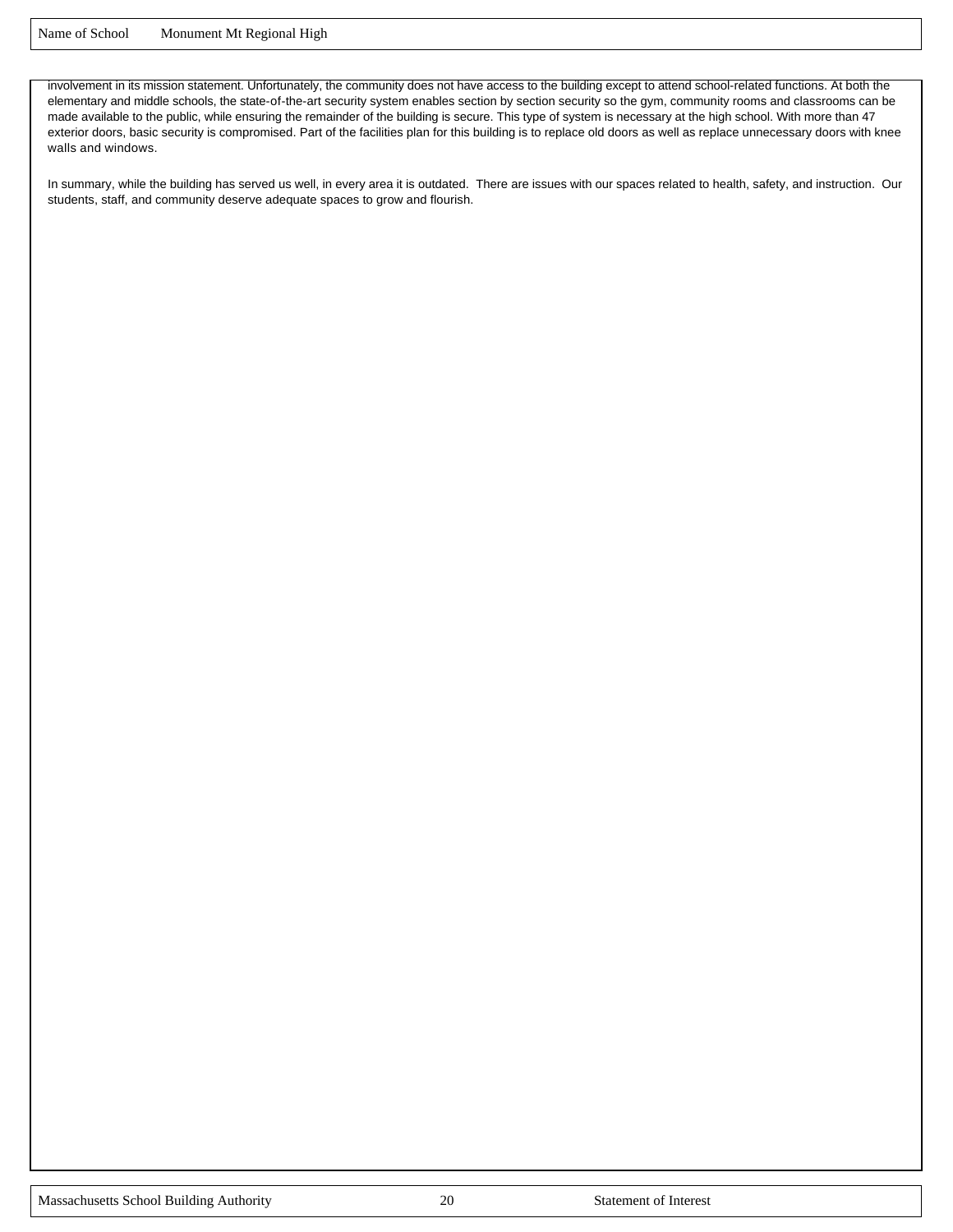involvement in its mission statement. Unfortunately, the community does not have access to the building except to attend school-related functions. At both the elementary and middle schools, the state-of-the-art security system enables section by section security so the gym, community rooms and classrooms can be made available to the public, while ensuring the remainder of the building is secure. This type of system is necessary at the high school. With more than 47 exterior doors, basic security is compromised. Part of the facilities plan for this building is to replace old doors as well as replace unnecessary doors with knee walls and windows.

In summary, while the building has served us well, in every area it is outdated. There are issues with our spaces related to health, safety, and instruction. Our students, staff, and community deserve adequate spaces to grow and flourish.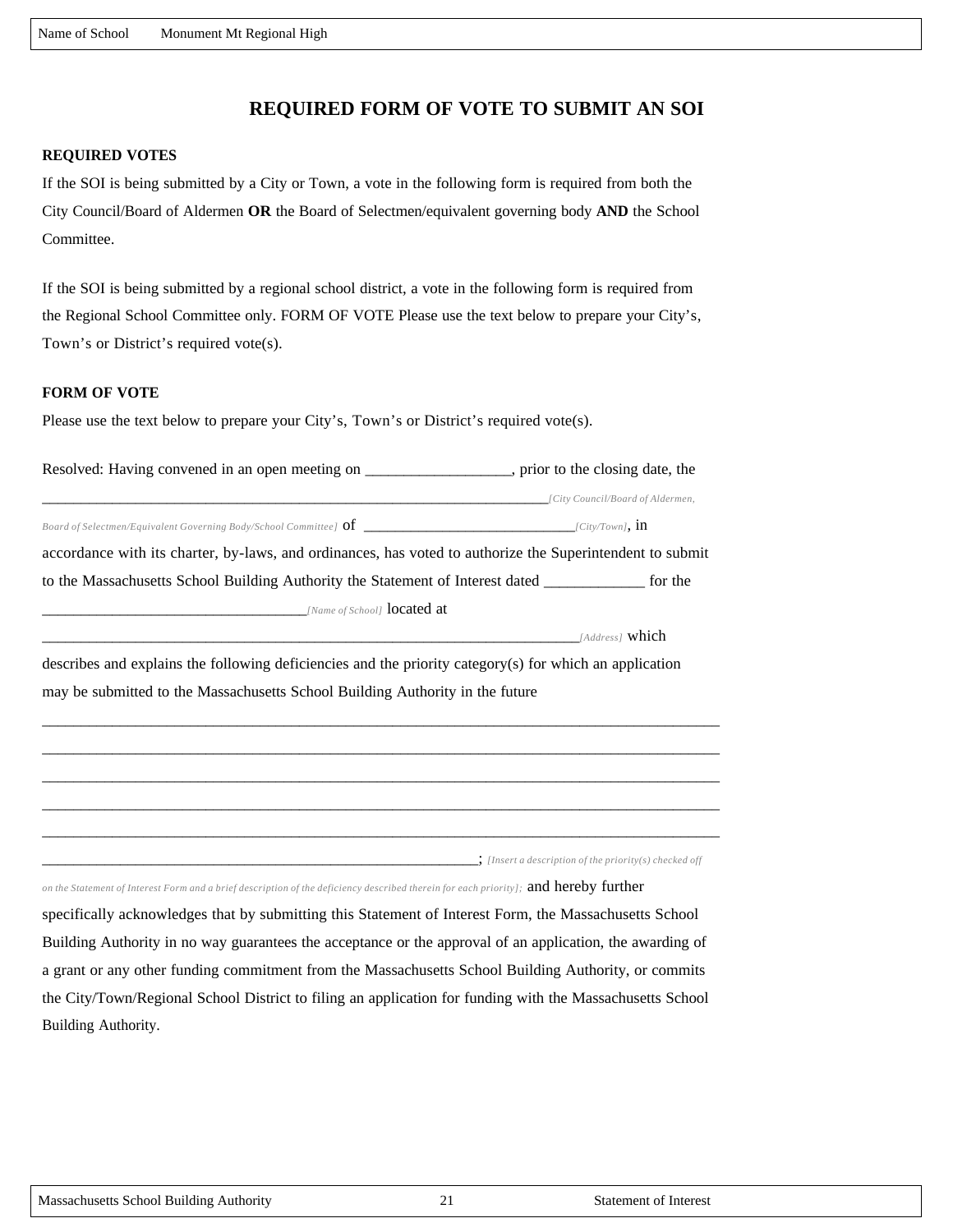Name of School Monument Mt Regional High

# REQUIRED FORM OF VOTE TO SUBMIT AN SOI

**REQUIRED VOTES**

If the SOI is being submitted by a City or Town, a vote in the following form is required from both the City Council/Board of Aldermen **OR** the Board of Selectmen/equivalent governing body **AND** the School Committee.

If the SOI is being submitted by a regional school district, a vote in the following form is required from the Regional School Committee only. FORM OF VOTE Please use the text below to prepare your City's, Town's or District's required vote(s).

**FORM OF VOTE**

Please use the text below to prepare your City's, Town's or District's required vote(s).

Resolved: Having convened in an open meeting on ___________________, prior to the closing date, the ________________________________________________________________________*[City Council/Board of Aldermen, Board of Selectmen/Equivalent Governing Body/School Committee]* of ____________________________*[City/Town]*, in accordance with its charter, by-laws, and ordinances, has voted to authorize the Superintendent to submit to the Massachusetts School Building Authority the Statement of Interest dated _____________ for the ___________________________________*[Name of School]* located at ___________________________________________________________________________*[Address]* which describes and explains the following deficiencies and the priority category(s) for which an application may be submitted to the Massachusetts School Building Authority in the future

_____________________________________________________________________________________

_____________________________________________________________________________________

_____________________________________________________________________________________

_____________________________________________________________________________________

_____________________________________________________________________________________

______________________________________________________________; *[Insert a description of the priority(s) checked off on the Statement of Interest Form and a brief description of the deficiency described therein for each priority];* and hereby further specifically acknowledges that by submitting this Statement of Interest Form, the Massachusetts School Building Authority in no way guarantees the acceptance or the approval of an application, the awarding of a grant or any other funding commitment from the Massachusetts School Building Authority, or commits the City/Town/Regional School District to filing an application for funding with the Massachusetts School Building Authority.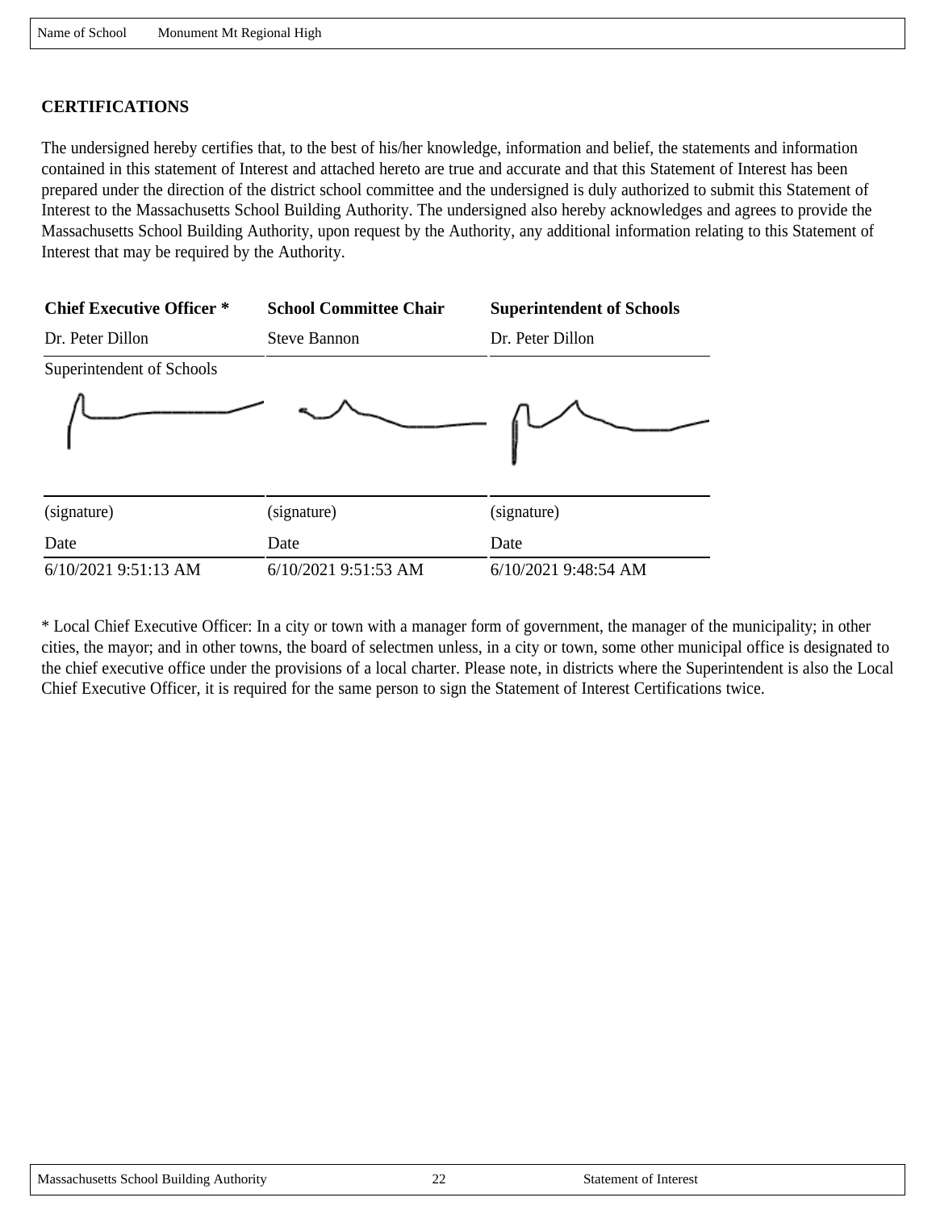Name of School Monument Mt Regional High

**CERTIFICATIONS**

The undersigned hereby certifies that, to the best of his/her knowledge, information and belief, the statements and information contained in this statement of Interest and attached hereto are true and accurate and that this Statement of Interest has been prepared under the direction of the district school committee and the undersigned is duly authorized to submit this Statement of Interest to the Massachusetts School Building Authority. The undersigned also hereby acknowledges and agrees to provide the Massachusetts School Building Authority, upon request by the Authority, any additional information relating to this Statement of Interest that may be required by the Authority.

| **Chief Executive Officer *** | **School Committee Chair** | **Superintendent of Schools** |
|---|---|---|
| Dr. Peter Dillon | Steve Bannon | Dr. Peter Dillon |
| Superintendent of Schools | | |
| (signature) | (signature) | (signature) |
| Date | Date | Date |
| 6/10/2021 9:51:13 AM | 6/10/2021 9:51:53 AM | 6/10/2021 9:48:54 AM |

* Local Chief Executive Officer: In a city or town with a manager form of government, the manager of the municipality; in other cities, the mayor; and in other towns, the board of selectmen unless, in a city or town, some other municipal office is designated to the chief executive office under the provisions of a local charter. Please note, in districts where the Superintendent is also the Local Chief Executive Officer, it is required for the same person to sign the Statement of Interest Certifications twice.